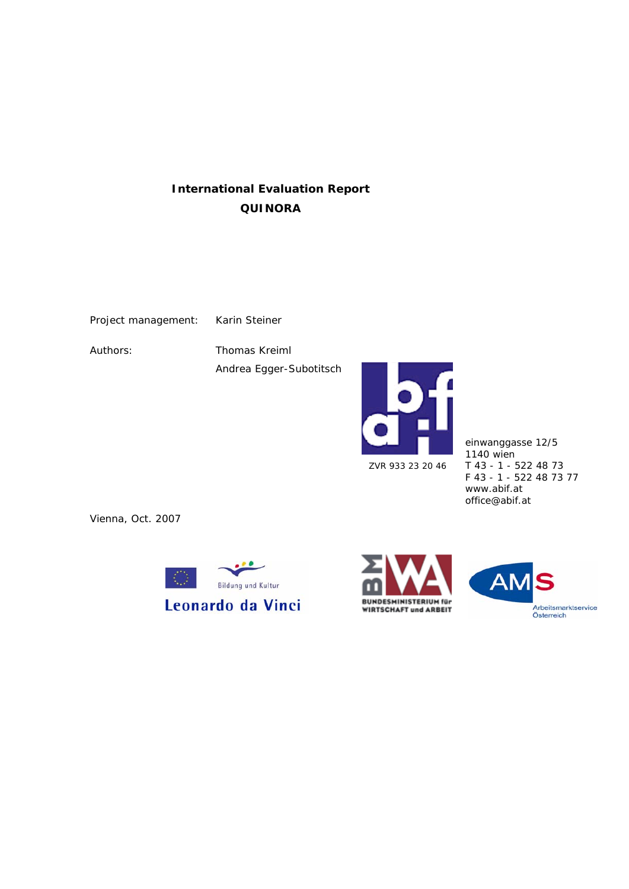# International Evaluation Report
# QUINORA

Project management: Karin Steiner

Authors: Thomas Kreiml

Andrea Egger-Subotitsch

ZVR 933 23 20 46

einwanggasse 12/5
1140 wien
T 43 - 1 - 522 48 73
F 43 - 1 - 522 48 73 77
www.abif.at
office@abif.at

Vienna, Oct. 2007

Bildung und Kultur
Leonardo da Vinci

BUNDESMINISTERIUM für WIRTSCHAFT und ARBEIT

AMS Arbeitsmarktservice Österreich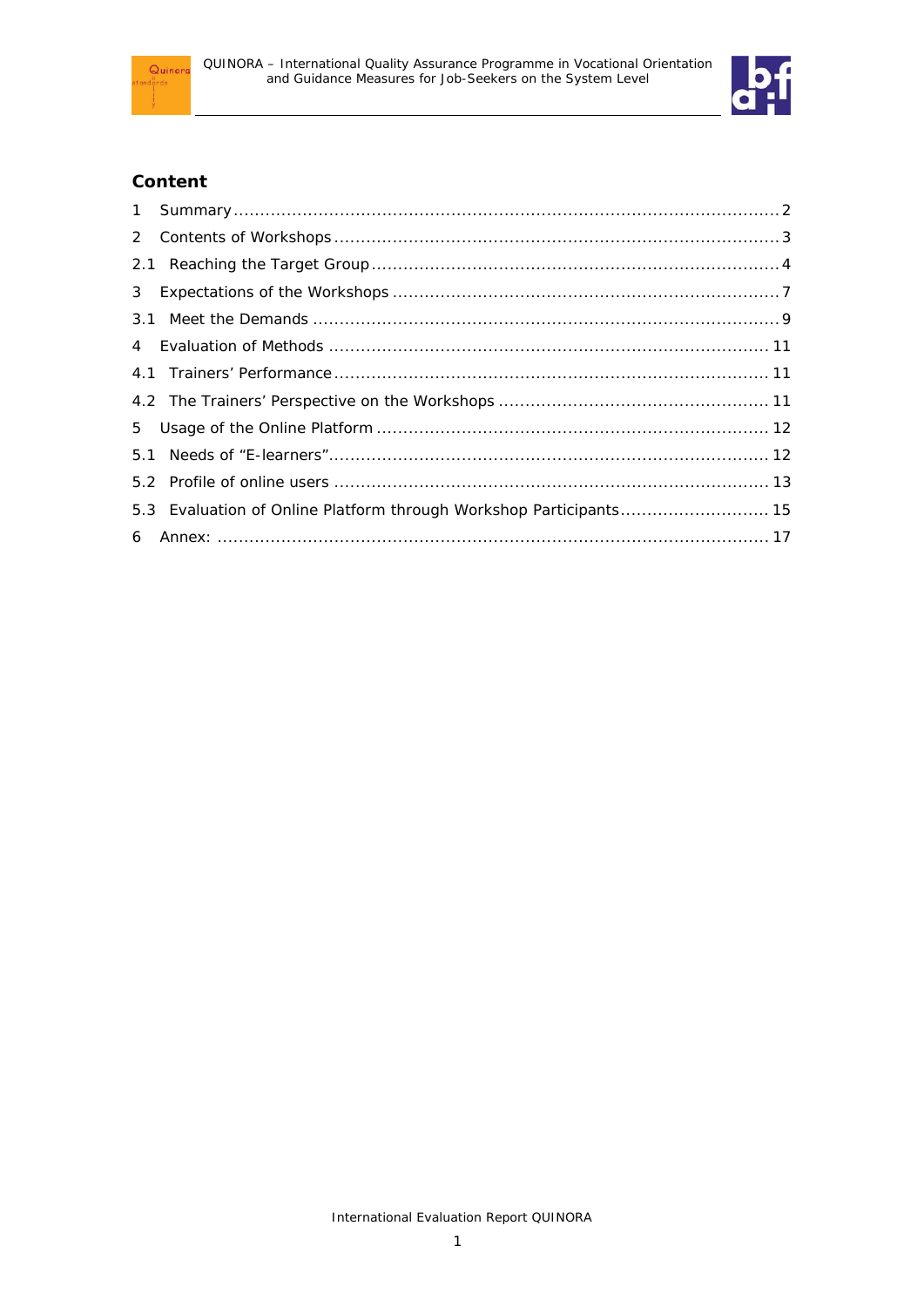## Content

1 Summary .......................................................................................................... 2

2 Contents of Workshops .................................................................................... 3

2.1 Reaching the Target Group ............................................................................ 4

3 Expectations of the Workshops ........................................................................ 7

3.1 Meet the Demands ....................................................................................... 9

4 Evaluation of Methods .................................................................................. 11

4.1 Trainers' Performance ................................................................................. 11

4.2 The Trainers' Perspective on the Workshops .................................................. 11

5 Usage of the Online Platform ......................................................................... 12

5.1 Needs of "E-learners" .................................................................................. 12

5.2 Profile of online users ................................................................................. 13

5.3 Evaluation of Online Platform through Workshop Participants ............................ 15

6 Annex: ........................................................................................................ 17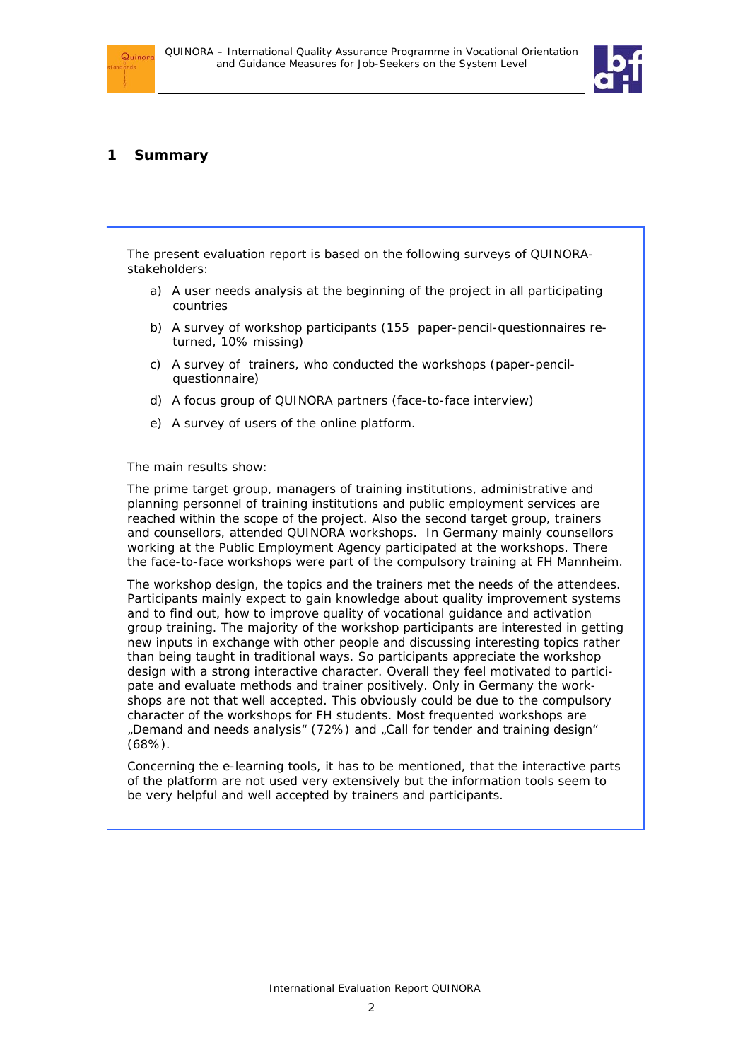# 1 Summary

The present evaluation report is based on the following surveys of QUINORA-stakeholders:

a) A user needs analysis at the beginning of the project in all participating countries

b) A survey of workshop participants (155 paper-pencil-questionnaires returned, 10% missing)

c) A survey of trainers, who conducted the workshops (paper-pencil-questionnaire)

d) A focus group of QUINORA partners (face-to-face interview)

e) A survey of users of the online platform.

The main results show:

The prime target group, managers of training institutions, administrative and planning personnel of training institutions and public employment services are reached within the scope of the project. Also the second target group, trainers and counsellors, attended QUINORA workshops. In Germany mainly counsellors working at the Public Employment Agency participated at the workshops. There the face-to-face workshops were part of the compulsory training at FH Mannheim.

The workshop design, the topics and the trainers met the needs of the attendees. Participants mainly expect to gain knowledge about quality improvement systems and to find out, how to improve quality of vocational guidance and activation group training. The majority of the workshop participants are interested in getting new inputs in exchange with other people and discussing interesting topics rather than being taught in traditional ways. So participants appreciate the workshop design with a strong interactive character. Overall they feel motivated to participate and evaluate methods and trainer positively. Only in Germany the workshops are not that well accepted. This obviously could be due to the compulsory character of the workshops for FH students. Most frequented workshops are „Demand and needs analysis" (72%) and „Call for tender and training design" (68%).

Concerning the e-learning tools, it has to be mentioned, that the interactive parts of the platform are not used very extensively but the information tools seem to be very helpful and well accepted by trainers and participants.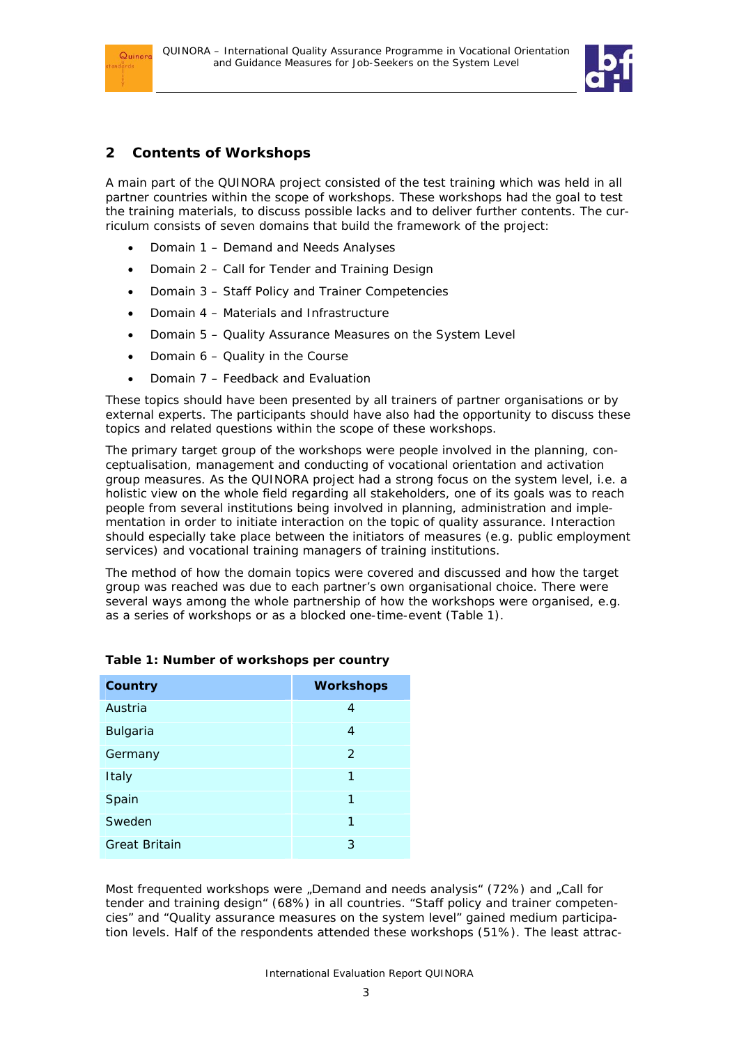## 2 Contents of Workshops

A main part of the QUINORA project consisted of the test training which was held in all partner countries within the scope of workshops. These workshops had the goal to test the training materials, to discuss possible lacks and to deliver further contents. The curriculum consists of seven domains that build the framework of the project:

- Domain 1 – Demand and Needs Analyses
- Domain 2 – Call for Tender and Training Design
- Domain 3 – Staff Policy and Trainer Competencies
- Domain 4 – Materials and Infrastructure
- Domain 5 – Quality Assurance Measures on the System Level
- Domain 6 – Quality in the Course
- Domain 7 – Feedback and Evaluation

These topics should have been presented by all trainers of partner organisations or by external experts. The participants should have also had the opportunity to discuss these topics and related questions within the scope of these workshops.

The primary target group of the workshops were people involved in the planning, conceptualisation, management and conducting of vocational orientation and activation group measures. As the QUINORA project had a strong focus on the system level, i.e. a holistic view on the whole field regarding all stakeholders, one of its goals was to reach people from several institutions being involved in planning, administration and implementation in order to initiate interaction on the topic of quality assurance. Interaction should especially take place between the initiators of measures (e.g. public employment services) and vocational training managers of training institutions.

The method of how the domain topics were covered and discussed and how the target group was reached was due to each partner's own organisational choice. There were several ways among the whole partnership of how the workshops were organised, e.g. as a series of workshops or as a blocked one-time-event (Table 1).

**Table 1: Number of workshops per country**

| Country | Workshops |
|---|---|
| Austria | 4 |
| Bulgaria | 4 |
| Germany | 2 |
| Italy | 1 |
| Spain | 1 |
| Sweden | 1 |
| Great Britain | 3 |

Most frequented workshops were „Demand and needs analysis" (72%) and „Call for tender and training design" (68%) in all countries. "Staff policy and trainer competencies" and "Quality assurance measures on the system level" gained medium participation levels. Half of the respondents attended these workshops (51%). The least attrac-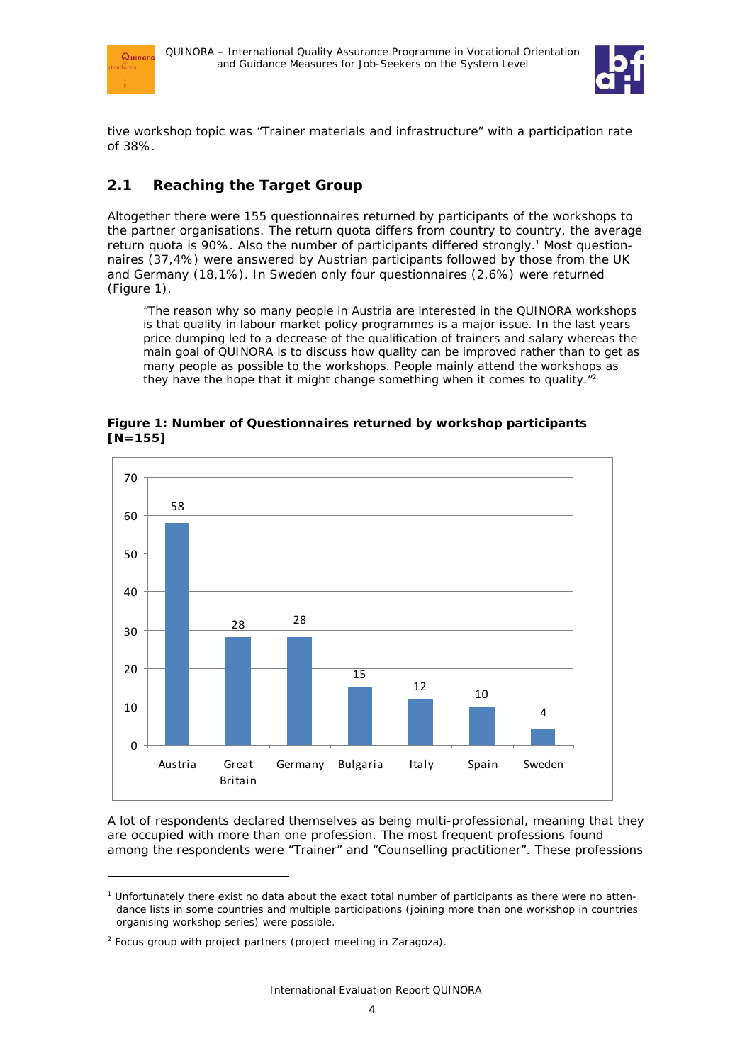tive workshop topic was “Trainer materials and infrastructure” with a participation rate of 38%.

## 2.1 Reaching the Target Group

Altogether there were 155 questionnaires returned by participants of the workshops to the partner organisations. The return quota differs from country to country, the average return quota is 90%. Also the number of participants differed strongly.[1] Most questionnaires (37,4%) were answered by Austrian participants followed by those from the UK and Germany (18,1%). In Sweden only four questionnaires (2,6%) were returned (Figure 1).

> “The reason why so many people in Austria are interested in the QUINORA workshops is that quality in labour market policy programmes is a major issue. In the last years price dumping led to a decrease of the qualification of trainers and salary whereas the main goal of QUINORA is to discuss how quality can be improved rather than to get as many people as possible to the workshops. People mainly attend the workshops as they have the hope that it might change something when it comes to quality.”[2]

**Figure 1: Number of Questionnaires returned by workshop participants [N=155]**

| Country | Number |
|---|---|
| Austria | 58 |
| Great Britain | 28 |
| Germany | 28 |
| Bulgaria | 15 |
| Italy | 12 |
| Spain | 10 |
| Sweden | 4 |

A lot of respondents declared themselves as being multi-professional, meaning that they are occupied with more than one profession. The most frequent professions found among the respondents were “Trainer” and “Counselling practitioner”. These professions

---

[1] Unfortunately there exist no data about the exact total number of participants as there were no attendance lists in some countries and multiple participations (joining more than one workshop in countries organising workshop series) were possible.

[2] Focus group with project partners (project meeting in Zaragoza).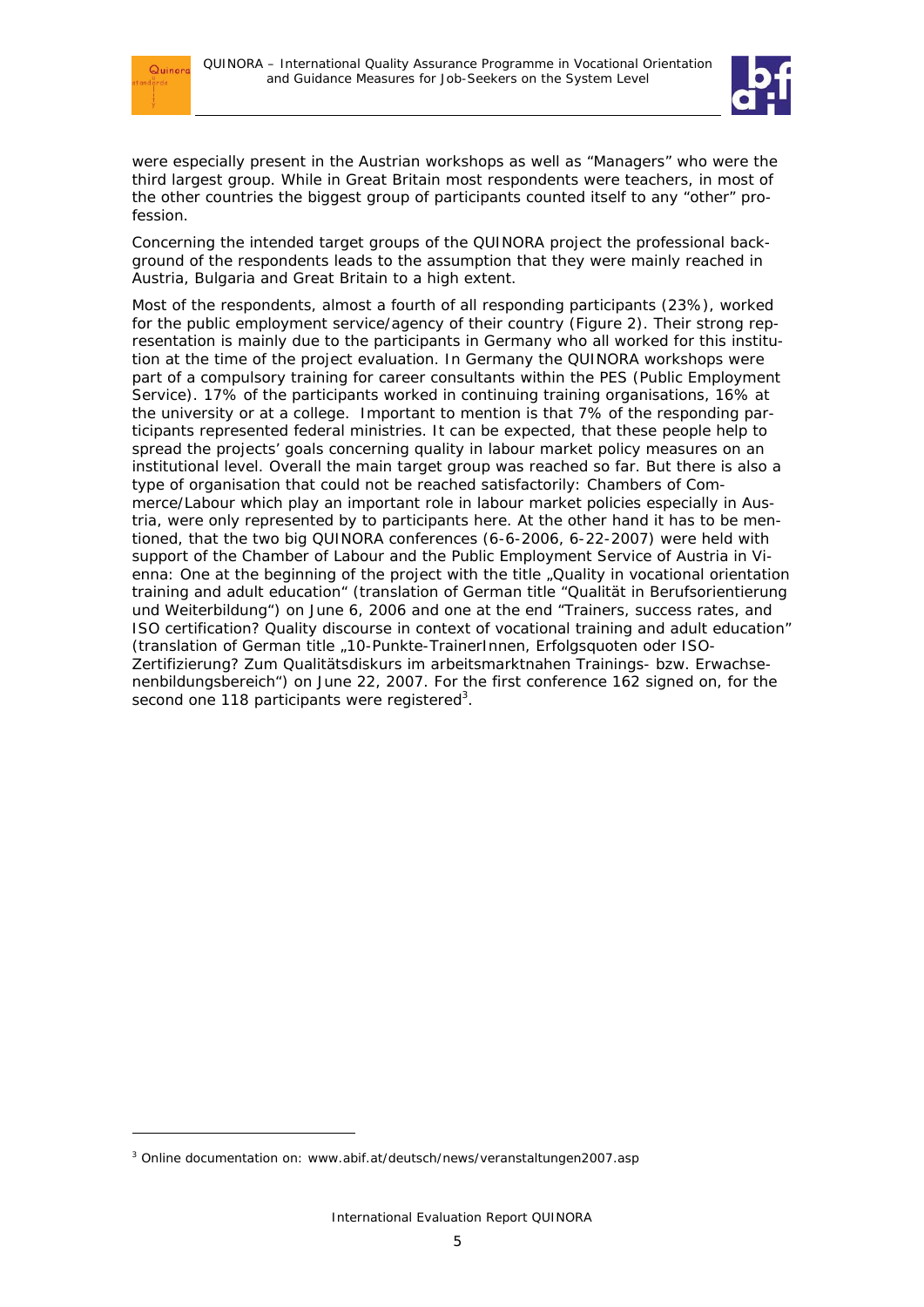were especially present in the Austrian workshops as well as "Managers" who were the third largest group. While in Great Britain most respondents were teachers, in most of the other countries the biggest group of participants counted itself to any "other" profession.

Concerning the intended target groups of the QUINORA project the professional background of the respondents leads to the assumption that they were mainly reached in Austria, Bulgaria and Great Britain to a high extent.

Most of the respondents, almost a fourth of all responding participants (23%), worked for the public employment service/agency of their country (Figure 2). Their strong representation is mainly due to the participants in Germany who all worked for this institution at the time of the project evaluation. In Germany the QUINORA workshops were part of a compulsory training for career consultants within the PES (Public Employment Service). 17% of the participants worked in continuing training organisations, 16% at the university or at a college. Important to mention is that 7% of the responding participants represented federal ministries. It can be expected, that these people help to spread the projects' goals concerning quality in labour market policy measures on an institutional level. Overall the main target group was reached so far. But there is also a type of organisation that could not be reached satisfactorily: Chambers of Commerce/Labour which play an important role in labour market policies especially in Austria, were only represented by to participants here. At the other hand it has to be mentioned, that the two big QUINORA conferences (6-6-2006, 6-22-2007) were held with support of the Chamber of Labour and the Public Employment Service of Austria in Vienna: One at the beginning of the project with the title „Quality in vocational orientation training and adult education" (translation of German title "Qualität in Berufsorientierung und Weiterbildung") on June 6, 2006 and one at the end "Trainers, success rates, and ISO certification? Quality discourse in context of vocational training and adult education" (translation of German title „10-Punkte-TrainerInnen, Erfolgsquoten oder ISO-Zertifizierung? Zum Qualitätsdiskurs im arbeitsmarktnahen Trainings- bzw. Erwachsenenbildungsbereich") on June 22, 2007. For the first conference 162 signed on, for the second one 118 participants were registered[3].

[3] Online documentation on: www.abif.at/deutsch/news/veranstaltungen2007.asp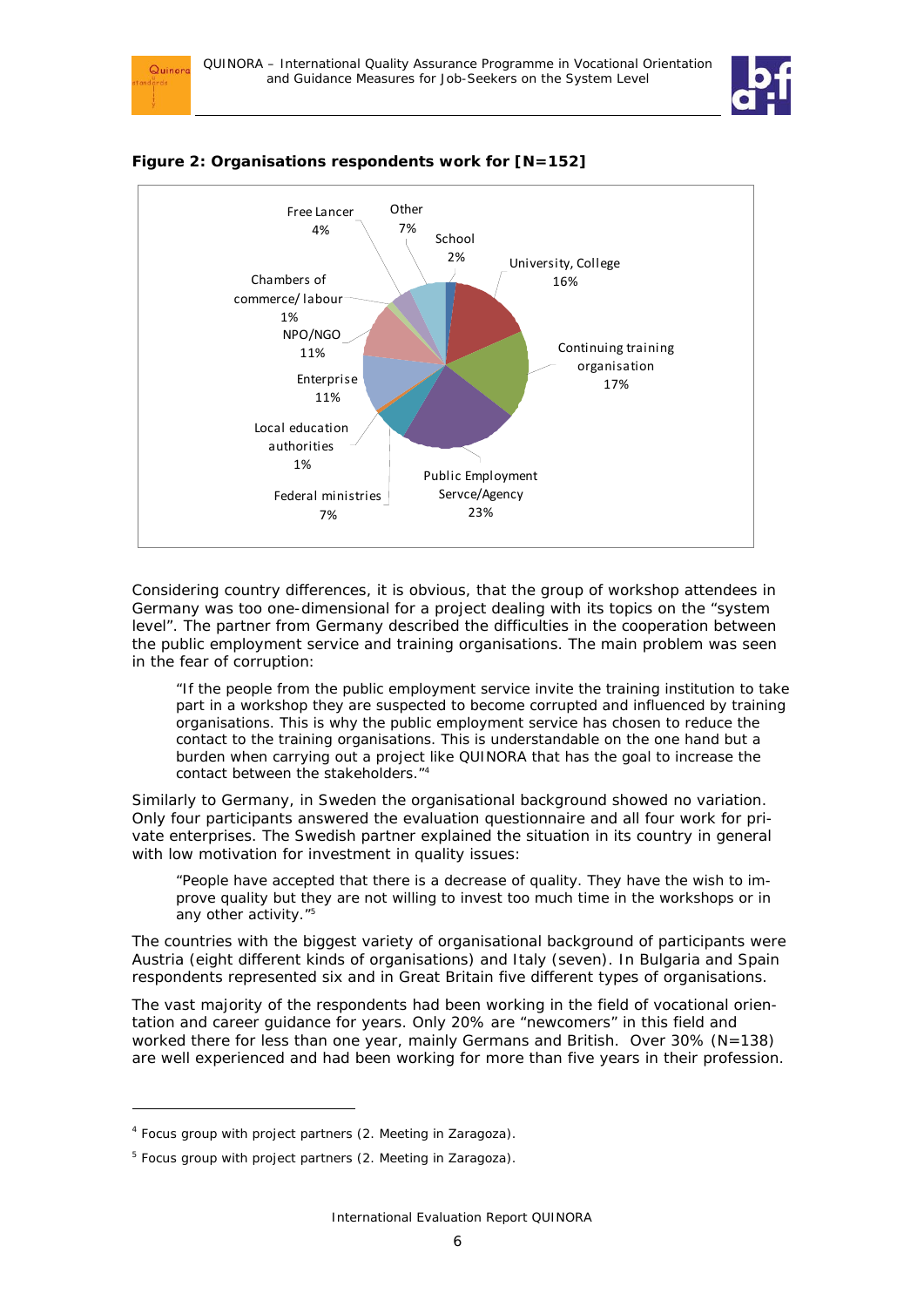**Figure 2: Organisations respondents work for [N=152]**

| Organisation | Share |
|---|---|
| School | 2% |
| University, College | 16% |
| Continuing training organisation | 17% |
| Public Employment Servce/Agency | 23% |
| Federal ministries | 7% |
| Local education authorities | 1% |
| Enterprise | 11% |
| NPO/NGO | 11% |
| Chambers of commerce/ labour | 1% |
| Free Lancer | 4% |
| Other | 7% |

Considering country differences, it is obvious, that the group of workshop attendees in Germany was too one-dimensional for a project dealing with its topics on the "system level". The partner from Germany described the difficulties in the cooperation between the public employment service and training organisations. The main problem was seen in the fear of corruption:

> "If the people from the public employment service invite the training institution to take part in a workshop they are suspected to become corrupted and influenced by training organisations. This is why the public employment service has chosen to reduce the contact to the training organisations. This is understandable on the one hand but a burden when carrying out a project like QUINORA that has the goal to increase the contact between the stakeholders."[4]

Similarly to Germany, in Sweden the organisational background showed no variation. Only four participants answered the evaluation questionnaire and all four work for private enterprises. The Swedish partner explained the situation in its country in general with low motivation for investment in quality issues:

> "People have accepted that there is a decrease of quality. They have the wish to improve quality but they are not willing to invest too much time in the workshops or in any other activity."[5]

The countries with the biggest variety of organisational background of participants were Austria (eight different kinds of organisations) and Italy (seven). In Bulgaria and Spain respondents represented six and in Great Britain five different types of organisations.

The vast majority of the respondents had been working in the field of vocational orientation and career guidance for years. Only 20% are "newcomers" in this field and worked there for less than one year, mainly Germans and British. Over 30% (N=138) are well experienced and had been working for more than five years in their profession.

---

[4] Focus group with project partners (2. Meeting in Zaragoza).

[5] Focus group with project partners (2. Meeting in Zaragoza).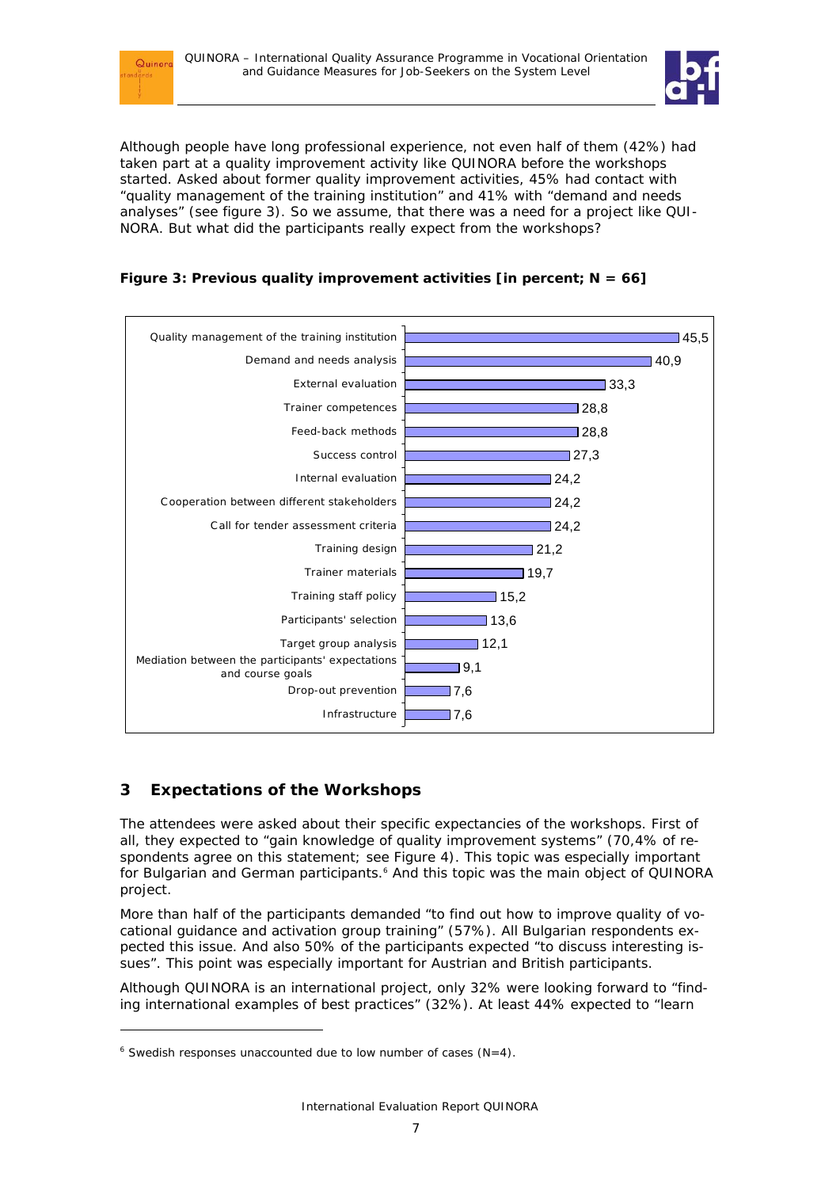Although people have long professional experience, not even half of them (42%) had taken part at a quality improvement activity like QUINORA before the workshops started. Asked about former quality improvement activities, 45% had contact with “quality management of the training institution” and 41% with “demand and needs analyses” (see figure 3). So we assume, that there was a need for a project like QUINORA. But what did the participants really expect from the workshops?

**Figure 3: Previous quality improvement activities [in percent; N = 66]**

| Activity | Percent |
|---|---|
| Quality management of the training institution | 45,5 |
| Demand and needs analysis | 40,9 |
| External evaluation | 33,3 |
| Trainer competences | 28,8 |
| Feed-back methods | 28,8 |
| Success control | 27,3 |
| Internal evaluation | 24,2 |
| Cooperation between different stakeholders | 24,2 |
| Call for tender assessment criteria | 24,2 |
| Training design | 21,2 |
| Trainer materials | 19,7 |
| Training staff policy | 15,2 |
| Participants' selection | 13,6 |
| Target group analysis | 12,1 |
| Mediation between the participants' expectations and course goals | 9,1 |
| Drop-out prevention | 7,6 |
| Infrastructure | 7,6 |

## 3 Expectations of the Workshops

The attendees were asked about their specific expectancies of the workshops. First of all, they expected to “gain knowledge of quality improvement systems” (70,4% of respondents agree on this statement; see Figure 4). This topic was especially important for Bulgarian and German participants.[6] And this topic was the main object of QUINORA project.

More than half of the participants demanded “to find out how to improve quality of vocational guidance and activation group training” (57%). All Bulgarian respondents expected this issue. And also 50% of the participants expected “to discuss interesting issues”. This point was especially important for Austrian and British participants.

Although QUINORA is an international project, only 32% were looking forward to “finding international examples of best practices” (32%). At least 44% expected to “learn

[6] Swedish responses unaccounted due to low number of cases (N=4).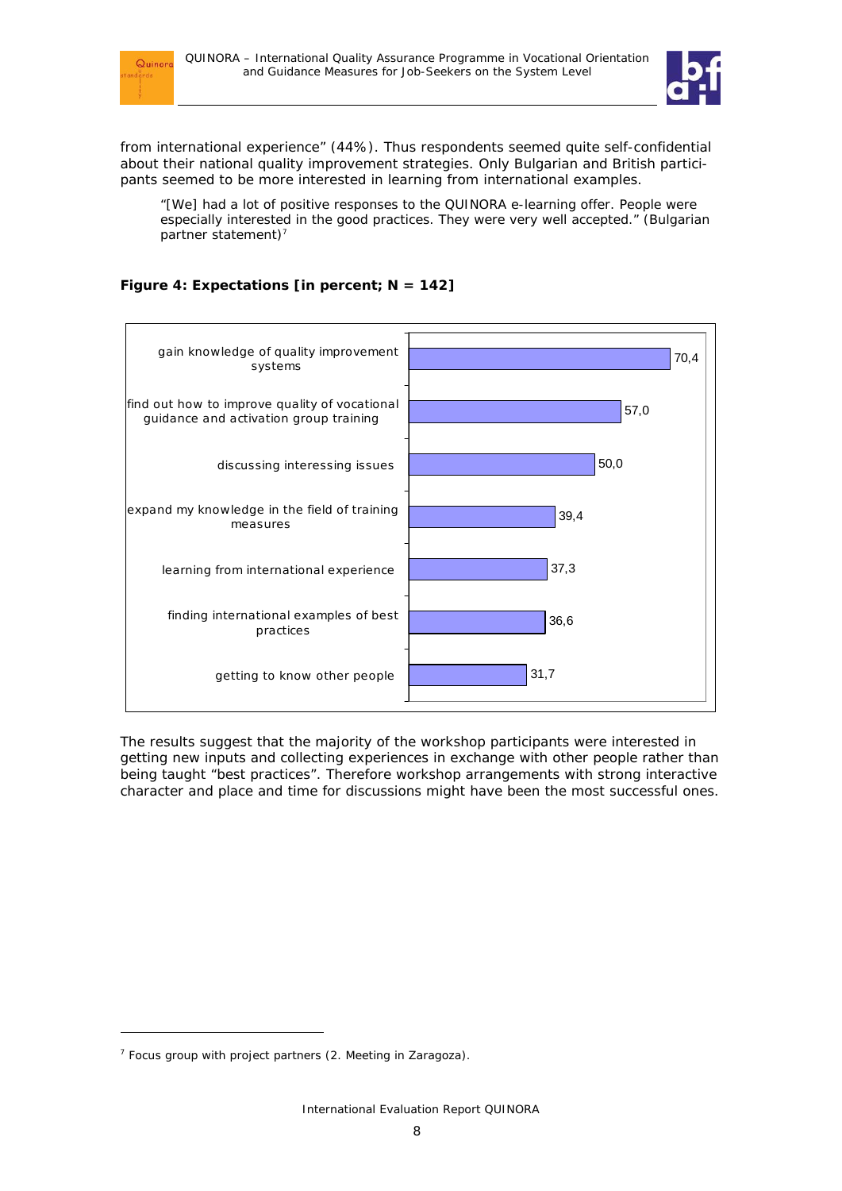from international experience" (44%). Thus respondents seemed quite self-confidential about their national quality improvement strategies. Only Bulgarian and British participants seemed to be more interested in learning from international examples.

> "[We] had a lot of positive responses to the QUINORA e-learning offer. People were especially interested in the good practices. They were very well accepted." (Bulgarian partner statement)[7]

**Figure 4: Expectations [in percent; N = 142]**

| Expectation | Percent |
|---|---|
| gain knowledge of quality improvement systems | 70,4 |
| find out how to improve quality of vocational guidance and activation group training | 57,0 |
| discussing interessing issues | 50,0 |
| expand my knowledge in the field of training measures | 39,4 |
| learning from international experience | 37,3 |
| finding international examples of best practices | 36,6 |
| getting to know other people | 31,7 |

The results suggest that the majority of the workshop participants were interested in getting new inputs and collecting experiences in exchange with other people rather than being taught "best practices". Therefore workshop arrangements with strong interactive character and place and time for discussions might have been the most successful ones.

[7] Focus group with project partners (2. Meeting in Zaragoza).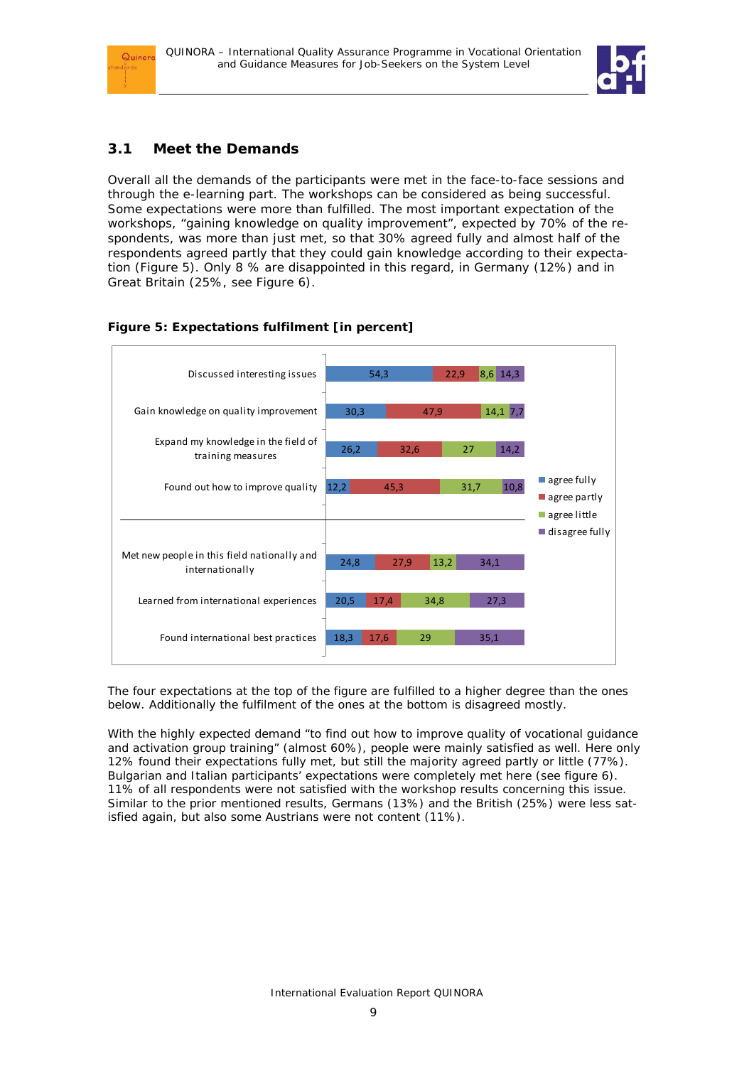## 3.1 Meet the Demands

Overall all the demands of the participants were met in the face-to-face sessions and through the e-learning part. The workshops can be considered as being successful. Some expectations were more than fulfilled. The most important expectation of the workshops, "gaining knowledge on quality improvement", expected by 70% of the respondents, was more than just met, so that 30% agreed fully and almost half of the respondents agreed partly that they could gain knowledge according to their expectation (Figure 5). Only 8 % are disappointed in this regard, in Germany (12%) and in Great Britain (25%, see Figure 6).

**Figure 5: Expectations fulfilment [in percent]**

| | agree fully | agree partly | agree little | disagree fully |
|---|---|---|---|---|
| Discussed interesting issues | 54,3 | 22,9 | 8,6 | 14,3 |
| Gain knowledge on quality improvement | 30,3 | 47,9 | 14,1 | 7,7 |
| Expand my knowledge in the field of training measures | 26,2 | 32,6 | 27 | 14,2 |
| Found out how to improve quality | 12,2 | 45,3 | 31,7 | 10,8 |
| Met new people in this field nationally and internationally | 24,8 | 27,9 | 13,2 | 34,1 |
| Learned from international experiences | 20,5 | 17,4 | 34,8 | 27,3 |
| Found international best practices | 18,3 | 17,6 | 29 | 35,1 |

The four expectations at the top of the figure are fulfilled to a higher degree than the ones below. Additionally the fulfilment of the ones at the bottom is disagreed mostly.

With the highly expected demand "to find out how to improve quality of vocational guidance and activation group training" (almost 60%), people were mainly satisfied as well. Here only 12% found their expectations fully met, but still the majority agreed partly or little (77%). Bulgarian and Italian participants' expectations were completely met here (see figure 6). 11% of all respondents were not satisfied with the workshop results concerning this issue. Similar to the prior mentioned results, Germans (13%) and the British (25%) were less satisfied again, but also some Austrians were not content (11%).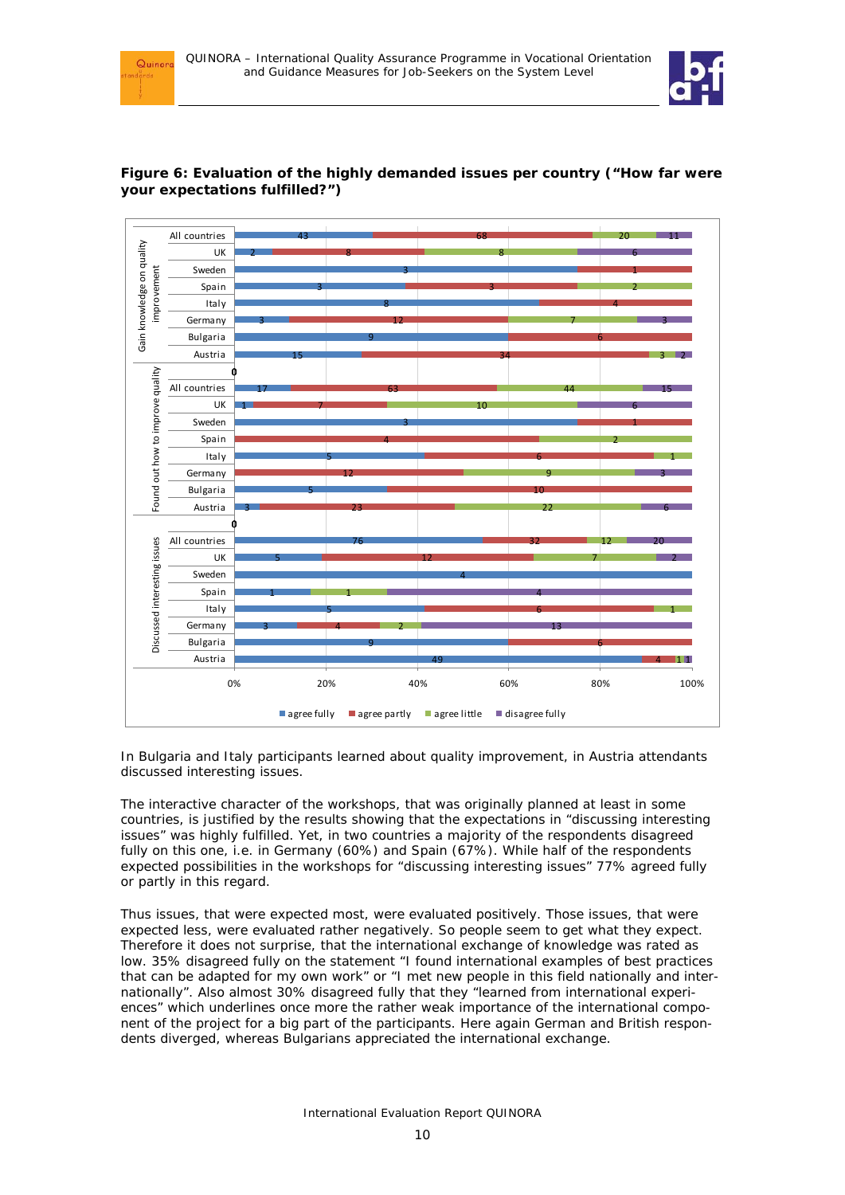**Figure 6: Evaluation of the highly demanded issues per country ("How far were your expectations fulfilled?")**

In Bulgaria and Italy participants learned about quality improvement, in Austria attendants discussed interesting issues.

The interactive character of the workshops, that was originally planned at least in some countries, is justified by the results showing that the expectations in "discussing interesting issues" was highly fulfilled. Yet, in two countries a majority of the respondents disagreed fully on this one, i.e. in Germany (60%) and Spain (67%). While half of the respondents expected possibilities in the workshops for "discussing interesting issues" 77% agreed fully or partly in this regard.

Thus issues, that were expected most, were evaluated positively. Those issues, that were expected less, were evaluated rather negatively. So people seem to get what they expect. Therefore it does not surprise, that the international exchange of knowledge was rated as low. 35% disagreed fully on the statement "I found international examples of best practices that can be adapted for my own work" or "I met new people in this field nationally and internationally". Also almost 30% disagreed fully that they "learned from international experiences" which underlines once more the rather weak importance of the international component of the project for a big part of the participants. Here again German and British respondents diverged, whereas Bulgarians appreciated the international exchange.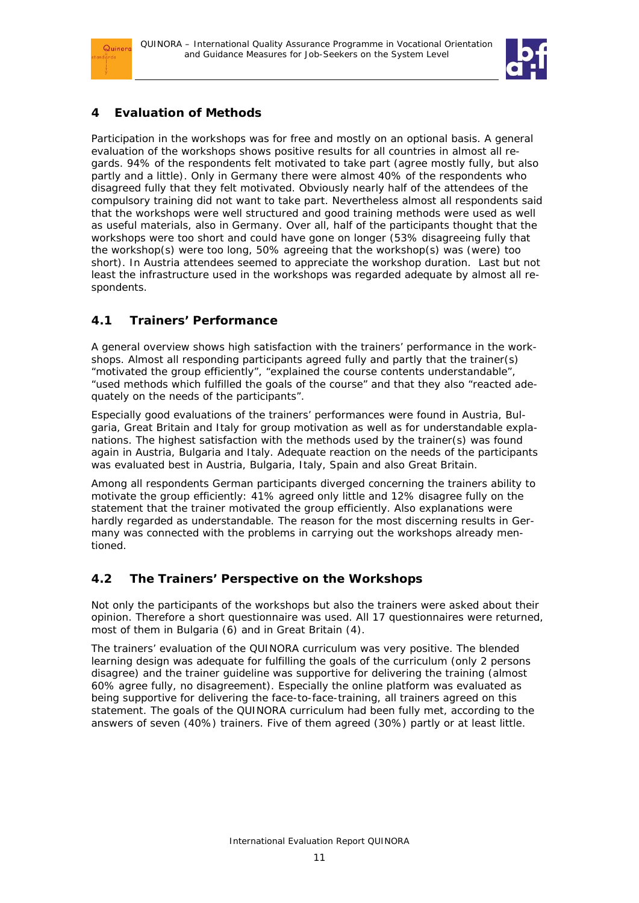# 4 Evaluation of Methods

Participation in the workshops was for free and mostly on an optional basis. A general evaluation of the workshops shows positive results for all countries in almost all regards. 94% of the respondents felt motivated to take part (agree mostly fully, but also partly and a little). Only in Germany there were almost 40% of the respondents who disagreed fully that they felt motivated. Obviously nearly half of the attendees of the compulsory training did not want to take part. Nevertheless almost all respondents said that the workshops were well structured and good training methods were used as well as useful materials, also in Germany. Over all, half of the participants thought that the workshops were too short and could have gone on longer (53% disagreeing fully that the workshop(s) were too long, 50% agreeing that the workshop(s) was (were) too short). In Austria attendees seemed to appreciate the workshop duration. Last but not least the infrastructure used in the workshops was regarded adequate by almost all respondents.

## 4.1 Trainers' Performance

A general overview shows high satisfaction with the trainers' performance in the workshops. Almost all responding participants agreed fully and partly that the trainer(s) "motivated the group efficiently", "explained the course contents understandable", "used methods which fulfilled the goals of the course" and that they also "reacted adequately on the needs of the participants".

Especially good evaluations of the trainers' performances were found in Austria, Bulgaria, Great Britain and Italy for group motivation as well as for understandable explanations. The highest satisfaction with the methods used by the trainer(s) was found again in Austria, Bulgaria and Italy. Adequate reaction on the needs of the participants was evaluated best in Austria, Bulgaria, Italy, Spain and also Great Britain.

Among all respondents German participants diverged concerning the trainers ability to motivate the group efficiently: 41% agreed only little and 12% disagree fully on the statement that the trainer motivated the group efficiently. Also explanations were hardly regarded as understandable. The reason for the most discerning results in Germany was connected with the problems in carrying out the workshops already mentioned.

## 4.2 The Trainers' Perspective on the Workshops

Not only the participants of the workshops but also the trainers were asked about their opinion. Therefore a short questionnaire was used. All 17 questionnaires were returned, most of them in Bulgaria (6) and in Great Britain (4).

The trainers' evaluation of the QUINORA curriculum was very positive. The blended learning design was adequate for fulfilling the goals of the curriculum (only 2 persons disagree) and the trainer guideline was supportive for delivering the training (almost 60% agree fully, no disagreement). Especially the online platform was evaluated as being supportive for delivering the face-to-face-training, all trainers agreed on this statement. The goals of the QUINORA curriculum had been fully met, according to the answers of seven (40%) trainers. Five of them agreed (30%) partly or at least little.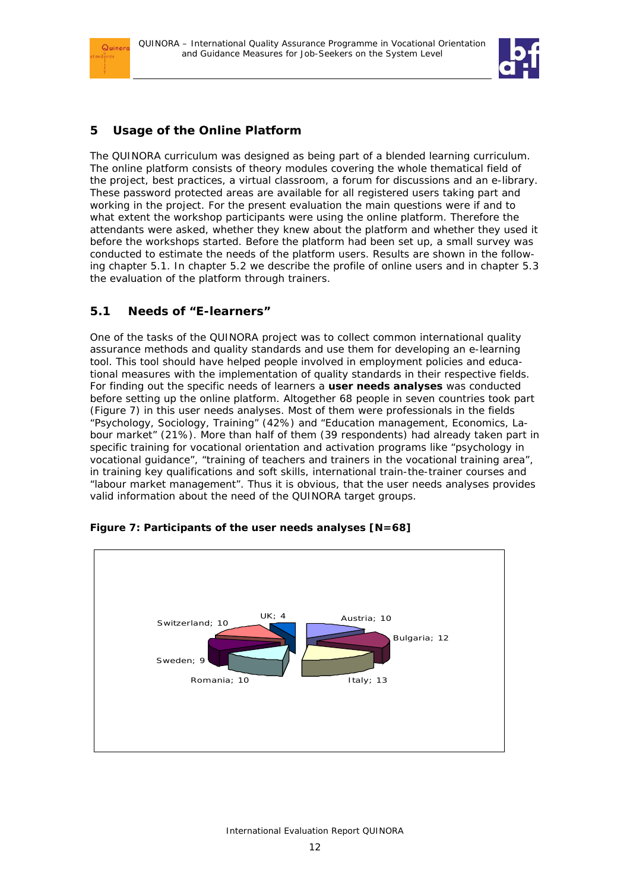## 5 Usage of the Online Platform

The QUINORA curriculum was designed as being part of a blended learning curriculum. The online platform consists of theory modules covering the whole thematical field of the project, best practices, a virtual classroom, a forum for discussions and an e-library. These password protected areas are available for all registered users taking part and working in the project. For the present evaluation the main questions were if and to what extent the workshop participants were using the online platform. Therefore the attendants were asked, whether they knew about the platform and whether they used it before the workshops started. Before the platform had been set up, a small survey was conducted to estimate the needs of the platform users. Results are shown in the following chapter 5.1. In chapter 5.2 we describe the profile of online users and in chapter 5.3 the evaluation of the platform through trainers.

### 5.1 Needs of "E-learners"

One of the tasks of the QUINORA project was to collect common international quality assurance methods and quality standards and use them for developing an e-learning tool. This tool should have helped people involved in employment policies and educational measures with the implementation of quality standards in their respective fields. For finding out the specific needs of learners a **user needs analyses** was conducted before setting up the online platform. Altogether 68 people in seven countries took part (Figure 7) in this user needs analyses. Most of them were professionals in the fields "Psychology, Sociology, Training" (42%) and "Education management, Economics, Labour market" (21%). More than half of them (39 respondents) had already taken part in specific training for vocational orientation and activation programs like "psychology in vocational guidance", "training of teachers and trainers in the vocational training area", in training key qualifications and soft skills, international train-the-trainer courses and "labour market management". Thus it is obvious, that the user needs analyses provides valid information about the need of the QUINORA target groups.

**Figure 7: Participants of the user needs analyses [N=68]**

| Country | Participants |
|---|---|
| UK | 4 |
| Austria | 10 |
| Bulgaria | 12 |
| Italy | 13 |
| Romania | 10 |
| Sweden | 9 |
| Switzerland | 10 |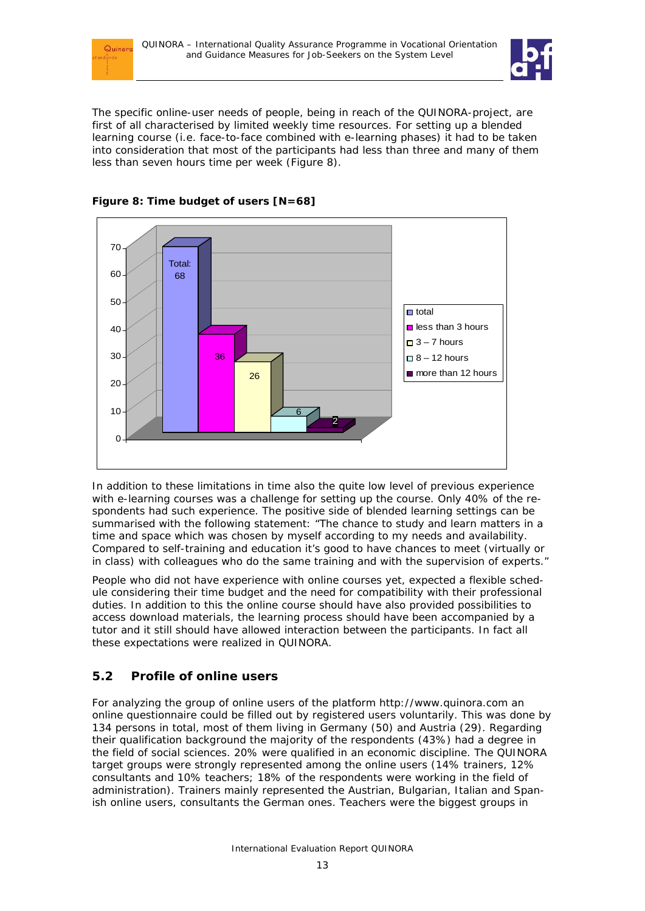The specific online-user needs of people, being in reach of the QUINORA-project, are first of all characterised by limited weekly time resources. For setting up a blended learning course (i.e. face-to-face combined with e-learning phases) it had to be taken into consideration that most of the participants had less than three and many of them less than seven hours time per week (Figure 8).

**Figure 8: Time budget of users [N=68]**

| Category | Number |
|---|---|
| total | 68 |
| less than 3 hours | 36 |
| 3 – 7 hours | 26 |
| 8 – 12 hours | 6 |
| more than 12 hours | 2 |

In addition to these limitations in time also the quite low level of previous experience with e-learning courses was a challenge for setting up the course. Only 40% of the respondents had such experience. The positive side of blended learning settings can be summarised with the following statement: "The chance to study and learn matters in a time and space which was chosen by myself according to my needs and availability. Compared to self-training and education it's good to have chances to meet (virtually or in class) with colleagues who do the same training and with the supervision of experts."

People who did not have experience with online courses yet, expected a flexible schedule considering their time budget and the need for compatibility with their professional duties. In addition to this the online course should have also provided possibilities to access download materials, the learning process should have been accompanied by a tutor and it still should have allowed interaction between the participants. In fact all these expectations were realized in QUINORA.

## 5.2 Profile of online users

For analyzing the group of online users of the platform http://www.quinora.com an online questionnaire could be filled out by registered users voluntarily. This was done by 134 persons in total, most of them living in Germany (50) and Austria (29). Regarding their qualification background the majority of the respondents (43%) had a degree in the field of social sciences. 20% were qualified in an economic discipline. The QUINORA target groups were strongly represented among the online users (14% trainers, 12% consultants and 10% teachers; 18% of the respondents were working in the field of administration). Trainers mainly represented the Austrian, Bulgarian, Italian and Spanish online users, consultants the German ones. Teachers were the biggest groups in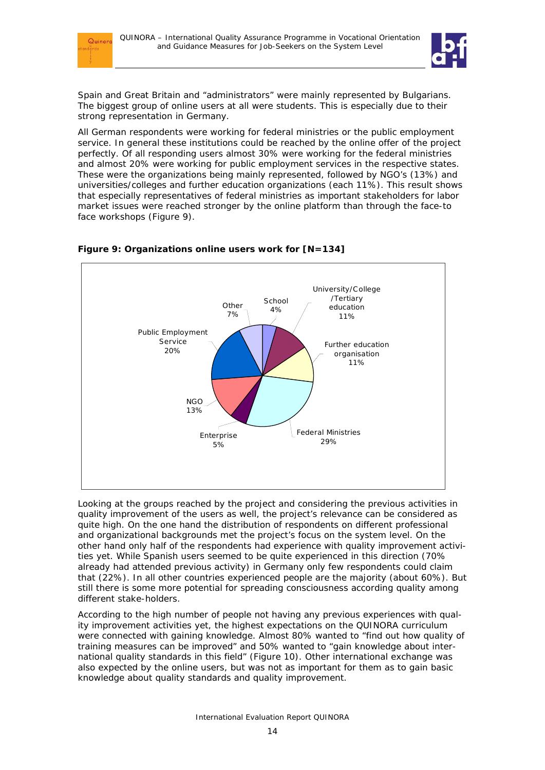Spain and Great Britain and "administrators" were mainly represented by Bulgarians. The biggest group of online users at all were students. This is especially due to their strong representation in Germany.

All German respondents were working for federal ministries or the public employment service. In general these institutions could be reached by the online offer of the project perfectly. Of all responding users almost 30% were working for the federal ministries and almost 20% were working for public employment services in the respective states. These were the organizations being mainly represented, followed by NGO's (13%) and universities/colleges and further education organizations (each 11%). This result shows that especially representatives of federal ministries as important stakeholders for labor market issues were reached stronger by the online platform than through the face-to face workshops (Figure 9).

**Figure 9: Organizations online users work for [N=134]**

| Organization | Share |
|---|---|
| School | 4% |
| University/College /Tertiary education | 11% |
| Further education organisation | 11% |
| Federal Ministries | 29% |
| Enterprise | 5% |
| NGO | 13% |
| Public Employment Service | 20% |
| Other | 7% |

Looking at the groups reached by the project and considering the previous activities in quality improvement of the users as well, the project's relevance can be considered as quite high. On the one hand the distribution of respondents on different professional and organizational backgrounds met the project's focus on the system level. On the other hand only half of the respondents had experience with quality improvement activities yet. While Spanish users seemed to be quite experienced in this direction (70% already had attended previous activity) in Germany only few respondents could claim that (22%). In all other countries experienced people are the majority (about 60%). But still there is some more potential for spreading consciousness according quality among different stake-holders.

According to the high number of people not having any previous experiences with quality improvement activities yet, the highest expectations on the QUINORA curriculum were connected with gaining knowledge. Almost 80% wanted to "find out how quality of training measures can be improved" and 50% wanted to "gain knowledge about international quality standards in this field" (Figure 10). Other international exchange was also expected by the online users, but was not as important for them as to gain basic knowledge about quality standards and quality improvement.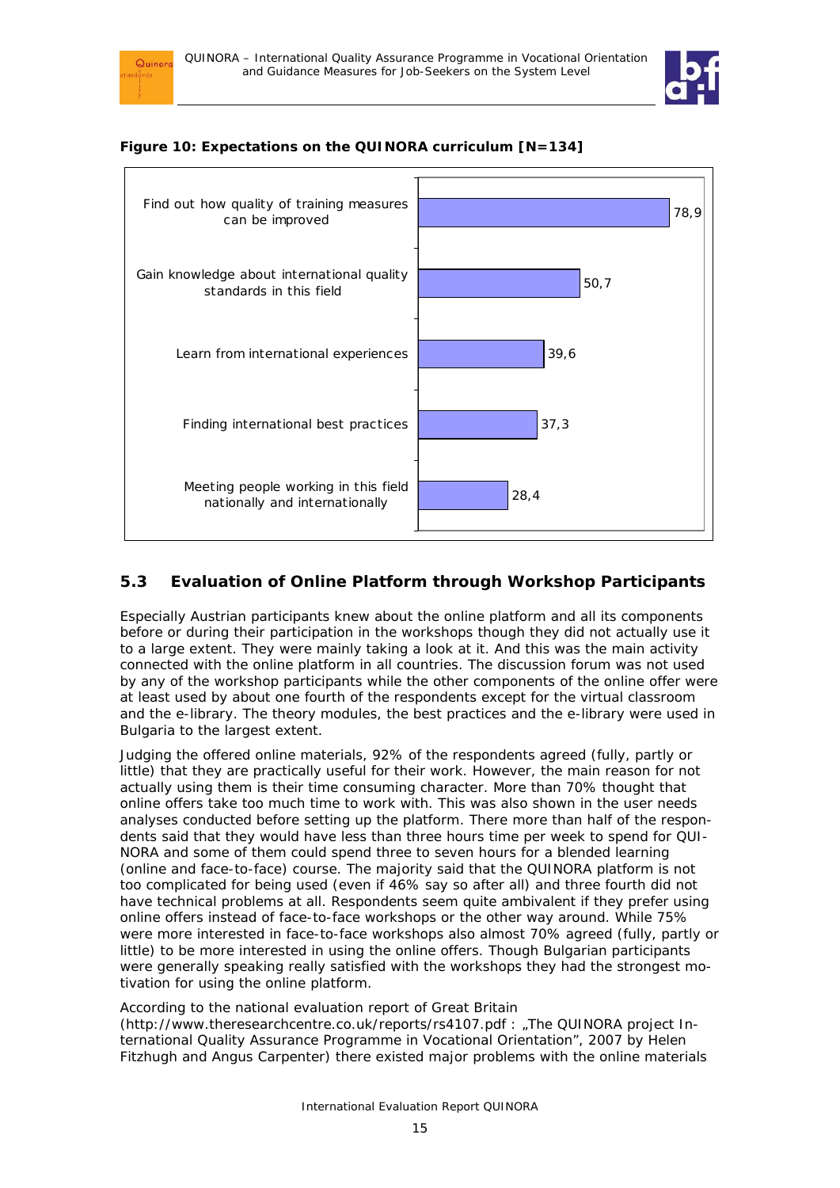**Figure 10: Expectations on the QUINORA curriculum [N=134]**

| Expectation | % |
|---|---|
| Find out how quality of training measures can be improved | 78,9 |
| Gain knowledge about international quality standards in this field | 50,7 |
| Learn from international experiences | 39,6 |
| Finding international best practices | 37,3 |
| Meeting people working in this field nationally and internationally | 28,4 |

## 5.3 Evaluation of Online Platform through Workshop Participants

Especially Austrian participants knew about the online platform and all its components before or during their participation in the workshops though they did not actually use it to a large extent. They were mainly taking a look at it. And this was the main activity connected with the online platform in all countries. The discussion forum was not used by any of the workshop participants while the other components of the online offer were at least used by about one fourth of the respondents except for the virtual classroom and the e-library. The theory modules, the best practices and the e-library were used in Bulgaria to the largest extent.

Judging the offered online materials, 92% of the respondents agreed (fully, partly or little) that they are practically useful for their work. However, the main reason for not actually using them is their time consuming character. More than 70% thought that online offers take too much time to work with. This was also shown in the user needs analyses conducted before setting up the platform. There more than half of the respondents said that they would have less than three hours time per week to spend for QUINORA and some of them could spend three to seven hours for a blended learning (online and face-to-face) course. The majority said that the QUINORA platform is not too complicated for being used (even if 46% say so after all) and three fourth did not have technical problems at all. Respondents seem quite ambivalent if they prefer using online offers instead of face-to-face workshops or the other way around. While 75% were more interested in face-to-face workshops also almost 70% agreed (fully, partly or little) to be more interested in using the online offers. Though Bulgarian participants were generally speaking really satisfied with the workshops they had the strongest motivation for using the online platform.

According to the national evaluation report of Great Britain (http://www.theresearchcentre.co.uk/reports/rs4107.pdf : „The QUINORA project International Quality Assurance Programme in Vocational Orientation", 2007 by Helen Fitzhugh and Angus Carpenter) there existed major problems with the online materials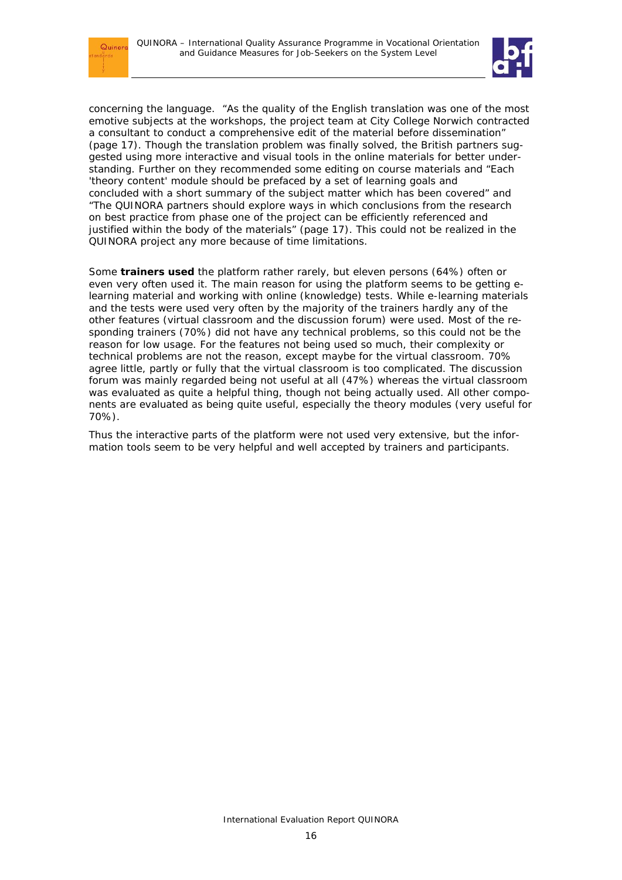concerning the language. "As the quality of the English translation was one of the most emotive subjects at the workshops, the project team at City College Norwich contracted a consultant to conduct a comprehensive edit of the material before dissemination" (page 17). Though the translation problem was finally solved, the British partners suggested using more interactive and visual tools in the online materials for better understanding. Further on they recommended some editing on course materials and "Each 'theory content' module should be prefaced by a set of learning goals and concluded with a short summary of the subject matter which has been covered" and "The QUINORA partners should explore ways in which conclusions from the research on best practice from phase one of the project can be efficiently referenced and justified within the body of the materials" (page 17). This could not be realized in the QUINORA project any more because of time limitations.

Some **trainers used** the platform rather rarely, but eleven persons (64%) often or even very often used it. The main reason for using the platform seems to be getting e-learning material and working with online (knowledge) tests. While e-learning materials and the tests were used very often by the majority of the trainers hardly any of the other features (virtual classroom and the discussion forum) were used. Most of the responding trainers (70%) did not have any technical problems, so this could not be the reason for low usage. For the features not being used so much, their complexity or technical problems are not the reason, except maybe for the virtual classroom. 70% agree little, partly or fully that the virtual classroom is too complicated. The discussion forum was mainly regarded being not useful at all (47%) whereas the virtual classroom was evaluated as quite a helpful thing, though not being actually used. All other components are evaluated as being quite useful, especially the theory modules (very useful for 70%).

Thus the interactive parts of the platform were not used very extensive, but the information tools seem to be very helpful and well accepted by trainers and participants.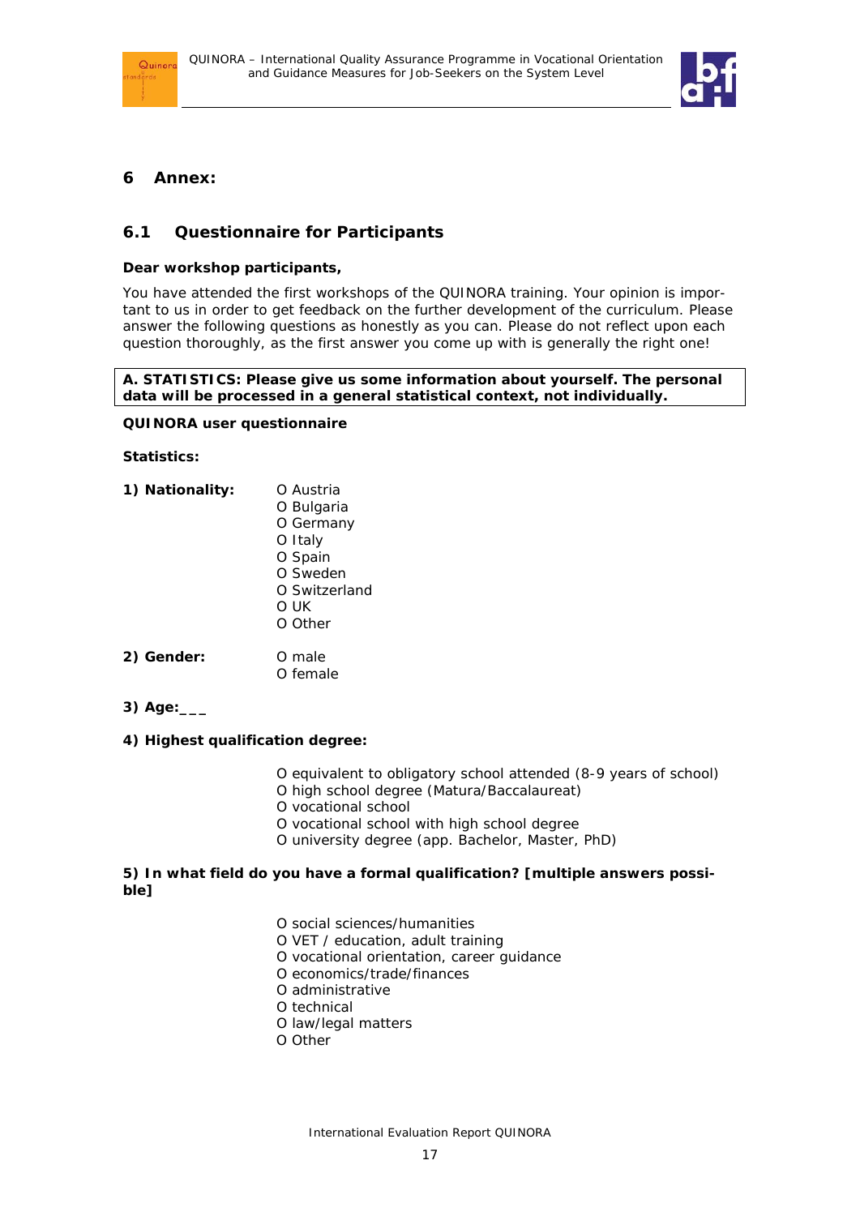# 6 Annex:

## 6.1 Questionnaire for Participants

**Dear workshop participants,**

You have attended the first workshops of the QUINORA training. Your opinion is important to us in order to get feedback on the further development of the curriculum. Please answer the following questions as honestly as you can. Please do not reflect upon each question thoroughly, as the first answer you come up with is generally the right one!

**A. STATISTICS: Please give us some information about yourself. The personal data will be processed in a general statistical context, not individually.**

**QUINORA user questionnaire**

**Statistics:**

**1) Nationality:**

O Austria
O Bulgaria
O Germany
O Italy
O Spain
O Sweden
O Switzerland
O UK
O Other

**2) Gender:**

O male
O female

**3) Age:___**

**4) Highest qualification degree:**

O equivalent to obligatory school attended (8-9 years of school)
O high school degree (Matura/Baccalaureat)
O vocational school
O vocational school with high school degree
O university degree (app. Bachelor, Master, PhD)

**5) In what field do you have a formal qualification? [multiple answers possible]**

O social sciences/humanities
O VET / education, adult training
O vocational orientation, career guidance
O economics/trade/finances
O administrative
O technical
O law/legal matters
O Other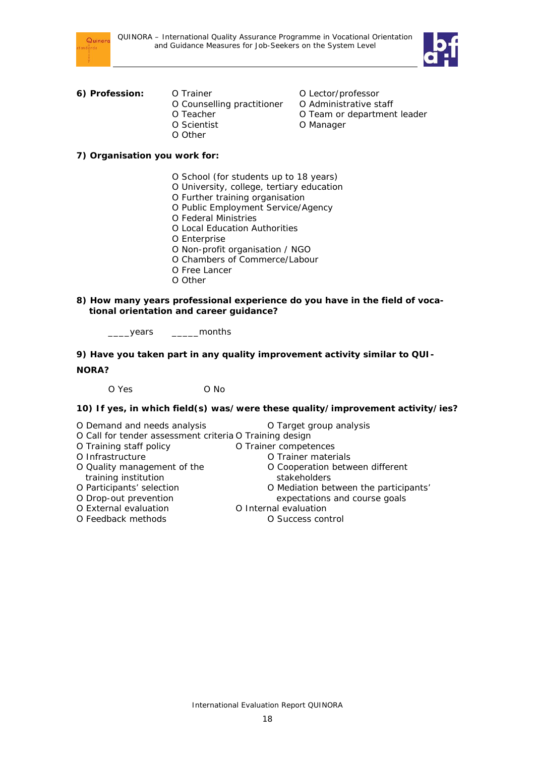**6) Profession:**

- O Trainer
- O Counselling practitioner
- O Teacher
- O Scientist
- O Other
- O Lector/professor
- O Administrative staff
- O Team or department leader
- O Manager

**7) Organisation you work for:**

- O School (for students up to 18 years)
- O University, college, tertiary education
- O Further training organisation
- O Public Employment Service/Agency
- O Federal Ministries
- O Local Education Authorities
- O Enterprise
- O Non-profit organisation / NGO
- O Chambers of Commerce/Labour
- O Free Lancer
- O Other

**8) How many years professional experience do you have in the field of vocational orientation and career guidance?**

____years    _____months

**9) Have you taken part in any quality improvement activity similar to QUINORA?**

O Yes    O No

**10) If yes, in which field(s) was/were these quality/improvement activity/ies?**

- O Demand and needs analysis
- O Target group analysis
- O Call for tender assessment criteria
- O Training design
- O Training staff policy
- O Trainer competences
- O Infrastructure
- O Trainer materials
- O Quality management of the training institution
- O Cooperation between different stakeholders
- O Participants' selection
- O Mediation between the participants' expectations and course goals
- O Drop-out prevention
- O External evaluation
- O Internal evaluation
- O Feedback methods
- O Success control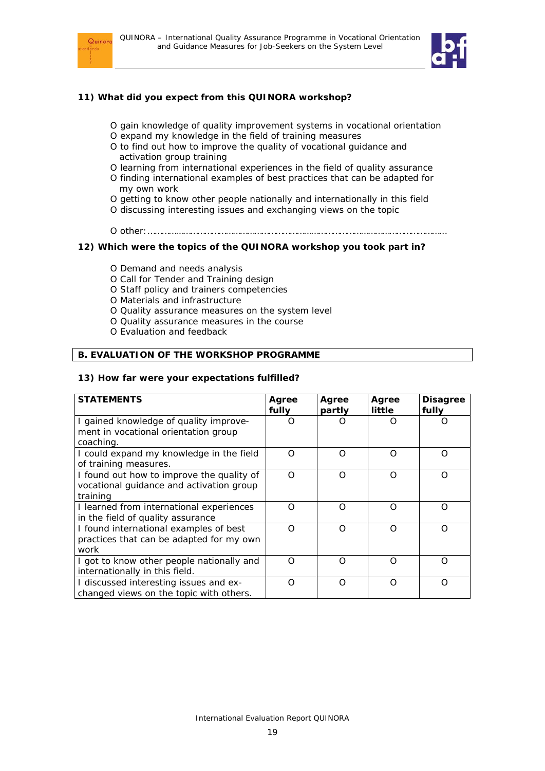**11) What did you expect from this QUINORA workshop?**

- O gain knowledge of quality improvement systems in vocational orientation
- O expand my knowledge in the field of training measures
- O to find out how to improve the quality of vocational guidance and activation group training
- O learning from international experiences in the field of quality assurance
- O finding international examples of best practices that can be adapted for my own work
- O getting to know other people nationally and internationally in this field
- O discussing interesting issues and exchanging views on the topic

O other:……………………………………………………………………………………………

**12) Which were the topics of the QUINORA workshop you took part in?**

- O Demand and needs analysis
- O Call for Tender and Training design
- O Staff policy and trainers competencies
- O Materials and infrastructure
- O Quality assurance measures on the system level
- O Quality assurance measures in the course
- O Evaluation and feedback

## B. EVALUATION OF THE WORKSHOP PROGRAMME

**13) How far were your expectations fulfilled?**

| STATEMENTS | Agree fully | Agree partly | Agree little | Disagree fully |
|---|---|---|---|---|
| I gained knowledge of quality improvement in vocational orientation group coaching. | O | O | O | O |
| I could expand my knowledge in the field of training measures. | O | O | O | O |
| I found out how to improve the quality of vocational guidance and activation group training | O | O | O | O |
| I learned from international experiences in the field of quality assurance | O | O | O | O |
| I found international examples of best practices that can be adapted for my own work | O | O | O | O |
| I got to know other people nationally and internationally in this field. | O | O | O | O |
| I discussed interesting issues and exchanged views on the topic with others. | O | O | O | O |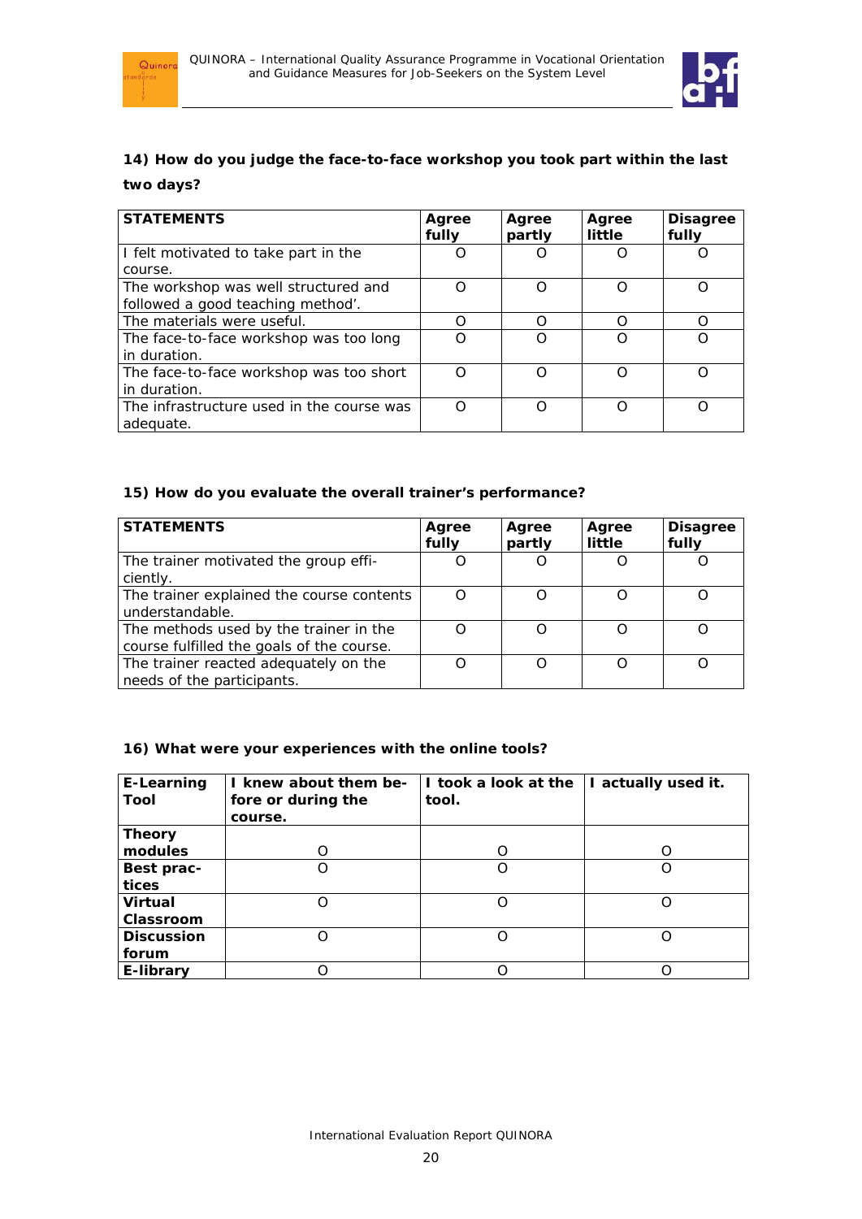**14) How do you judge the face-to-face workshop you took part within the last two days?**

| STATEMENTS | Agree fully | Agree partly | Agree little | Disagree fully |
|---|---|---|---|---|
| I felt motivated to take part in the course. | O | O | O | O |
| The workshop was well structured and followed a good teaching method'. | O | O | O | O |
| The materials were useful. | O | O | O | O |
| The face-to-face workshop was too long in duration. | O | O | O | O |
| The face-to-face workshop was too short in duration. | O | O | O | O |
| The infrastructure used in the course was adequate. | O | O | O | O |

**15) How do you evaluate the overall trainer's performance?**

| STATEMENTS | Agree fully | Agree partly | Agree little | Disagree fully |
|---|---|---|---|---|
| The trainer motivated the group efficiently. | O | O | O | O |
| The trainer explained the course contents understandable. | O | O | O | O |
| The methods used by the trainer in the course fulfilled the goals of the course. | O | O | O | O |
| The trainer reacted adequately on the needs of the participants. | O | O | O | O |

**16) What were your experiences with the online tools?**

| E-Learning Tool | I knew about them before or during the course. | I took a look at the tool. | I actually used it. |
|---|---|---|---|
| **Theory modules** | O | O | O |
| **Best practices** | O | O | O |
| **Virtual Classroom** | O | O | O |
| **Discussion forum** | O | O | O |
| **E-library** | O | O | O |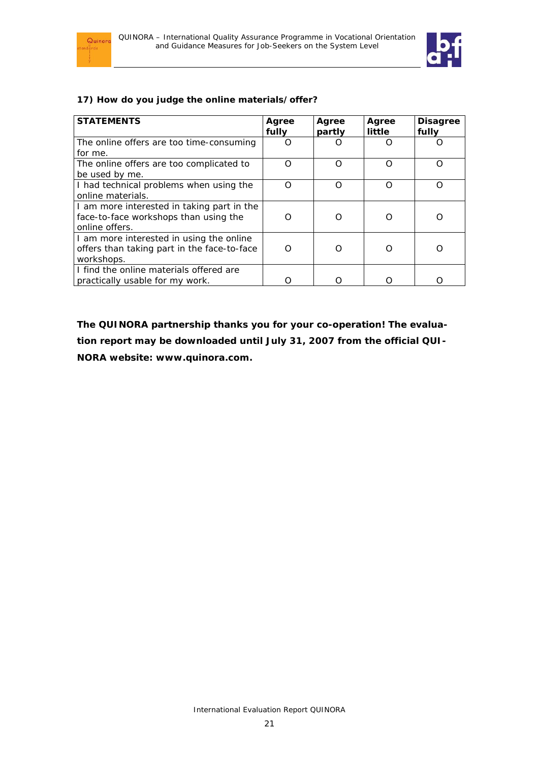**17) How do you judge the online materials/offer?**

| STATEMENTS | Agree fully | Agree partly | Agree little | Disagree fully |
| --- | --- | --- | --- | --- |
| The online offers are too time-consuming for me. | O | O | O | O |
| The online offers are too complicated to be used by me. | O | O | O | O |
| I had technical problems when using the online materials. | O | O | O | O |
| I am more interested in taking part in the face-to-face workshops than using the online offers. | O | O | O | O |
| I am more interested in using the online offers than taking part in the face-to-face workshops. | O | O | O | O |
| I find the online materials offered are practically usable for my work. | O | O | O | O |

**The QUINORA partnership thanks you for your co-operation! The evaluation report may be downloaded until July 31, 2007 from the official QUINORA website: www.quinora.com.**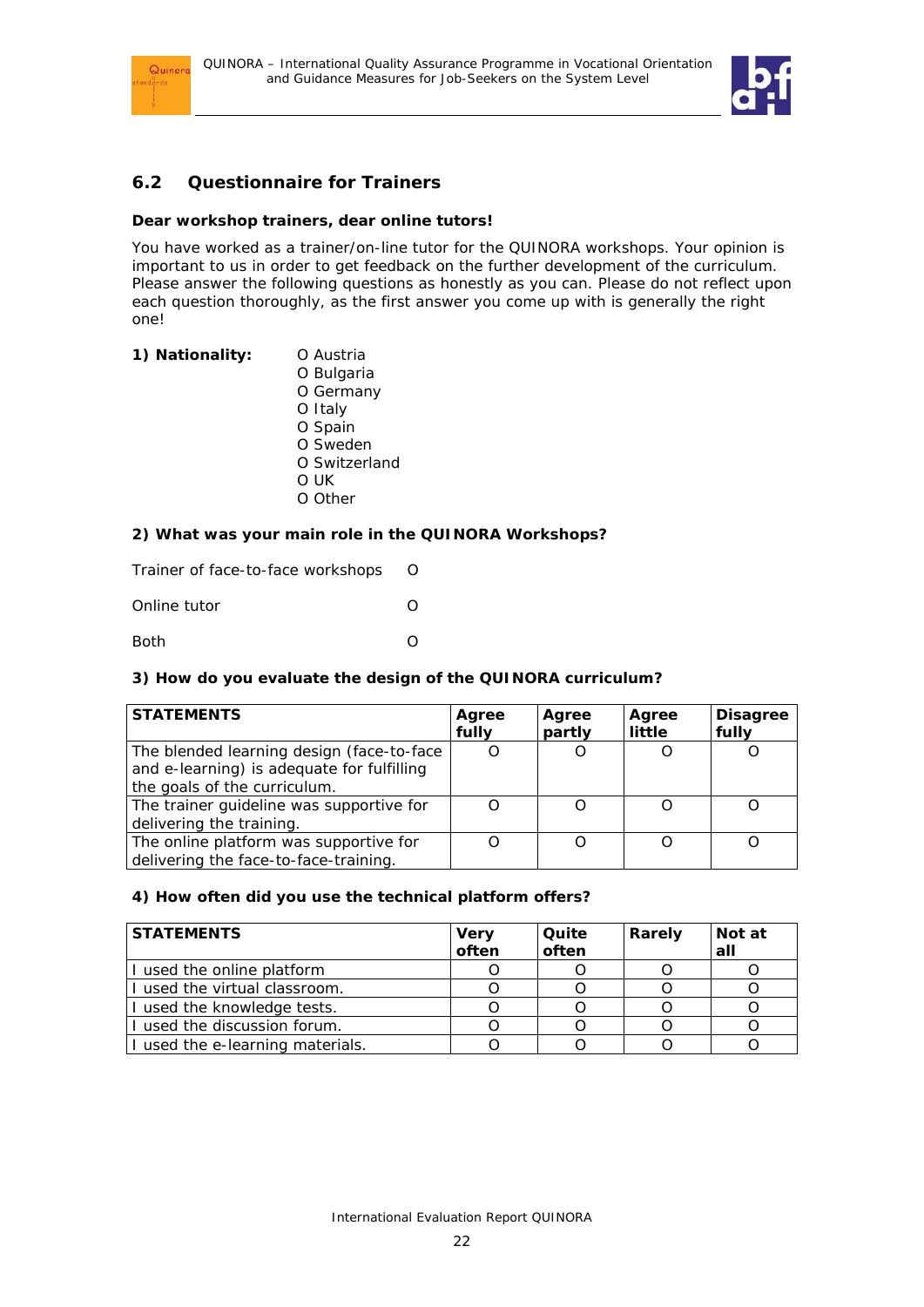## 6.2 Questionnaire for Trainers

**Dear workshop trainers, dear online tutors!**

You have worked as a trainer/on-line tutor for the QUINORA workshops. Your opinion is important to us in order to get feedback on the further development of the curriculum. Please answer the following questions as honestly as you can. Please do not reflect upon each question thoroughly, as the first answer you come up with is generally the right one!

**1) Nationality:**

O Austria
O Bulgaria
O Germany
O Italy
O Spain
O Sweden
O Switzerland
O UK
O Other

**2) What was your main role in the QUINORA Workshops?**

Trainer of face-to-face workshops O

Online tutor O

Both O

**3) How do you evaluate the design of the QUINORA curriculum?**

| STATEMENTS | Agree fully | Agree partly | Agree little | Disagree fully |
|---|---|---|---|---|
| The blended learning design (face-to-face and e-learning) is adequate for fulfilling the goals of the curriculum. | O | O | O | O |
| The trainer guideline was supportive for delivering the training. | O | O | O | O |
| The online platform was supportive for delivering the face-to-face-training. | O | O | O | O |

**4) How often did you use the technical platform offers?**

| STATEMENTS | Very often | Quite often | Rarely | Not at all |
|---|---|---|---|---|
| I used the online platform | O | O | O | O |
| I used the virtual classroom. | O | O | O | O |
| I used the knowledge tests. | O | O | O | O |
| I used the discussion forum. | O | O | O | O |
| I used the e-learning materials. | O | O | O | O |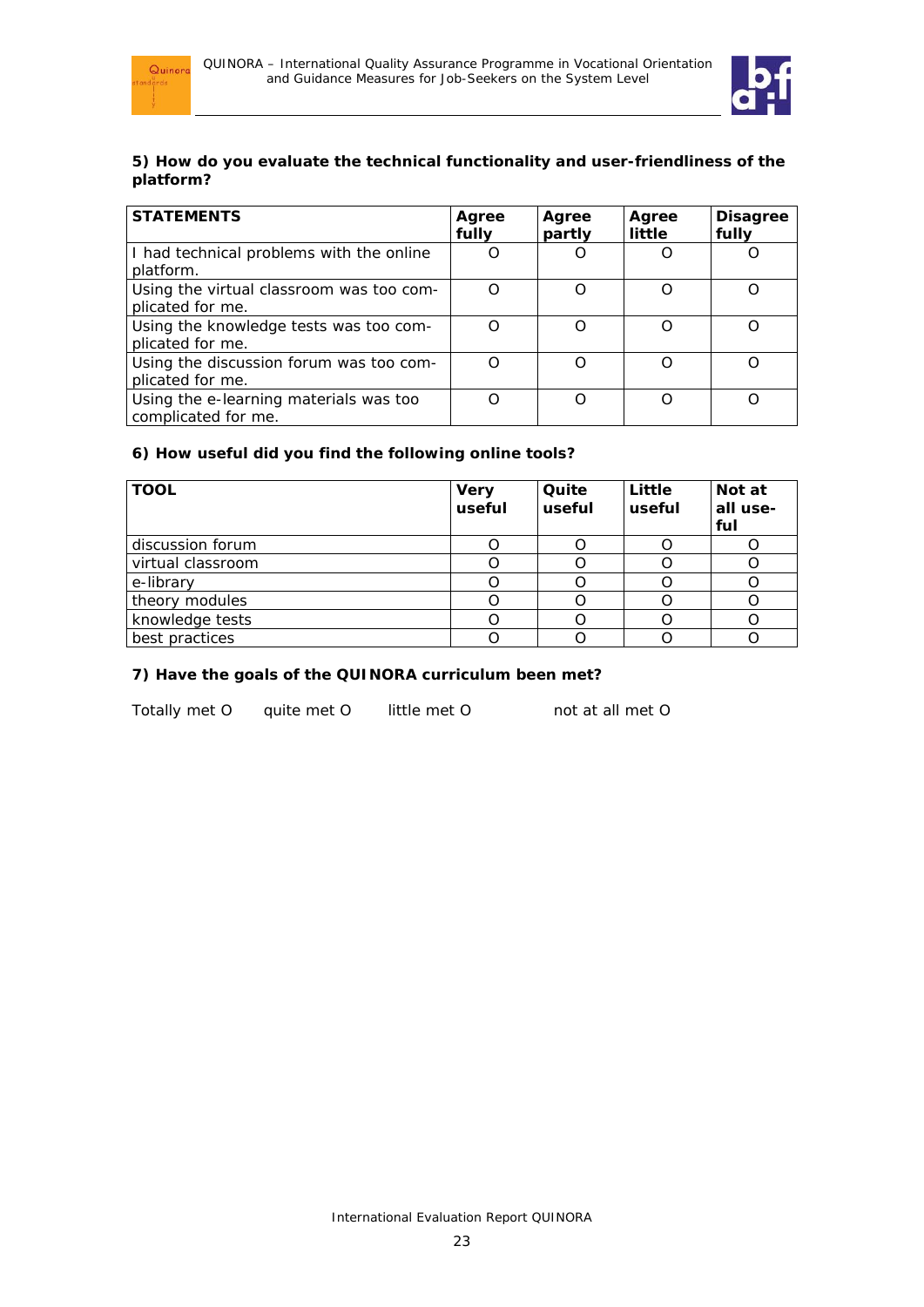**5) How do you evaluate the technical functionality and user-friendliness of the platform?**

| STATEMENTS | Agree fully | Agree partly | Agree little | Disagree fully |
|---|---|---|---|---|
| I had technical problems with the online platform. | O | O | O | O |
| Using the virtual classroom was too complicated for me. | O | O | O | O |
| Using the knowledge tests was too complicated for me. | O | O | O | O |
| Using the discussion forum was too complicated for me. | O | O | O | O |
| Using the e-learning materials was too complicated for me. | O | O | O | O |

**6) How useful did you find the following online tools?**

| TOOL | Very useful | Quite useful | Little useful | Not at all useful |
|---|---|---|---|---|
| discussion forum | O | O | O | O |
| virtual classroom | O | O | O | O |
| e-library | O | O | O | O |
| theory modules | O | O | O | O |
| knowledge tests | O | O | O | O |
| best practices | O | O | O | O |

**7) Have the goals of the QUINORA curriculum been met?**

Totally met O quite met O little met O not at all met O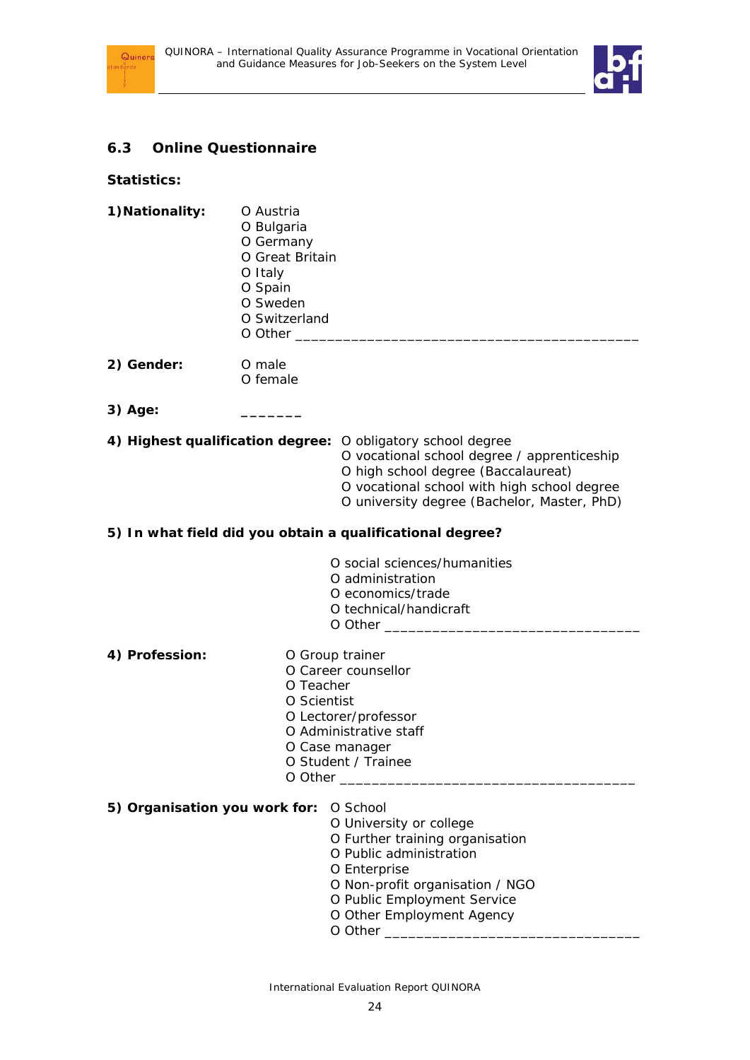## 6.3 Online Questionnaire

**Statistics:**

**1) Nationality:**

- O Austria
- O Bulgaria
- O Germany
- O Great Britain
- O Italy
- O Spain
- O Sweden
- O Switzerland
- O Other ___________________________________________

**2) Gender:**

- O male
- O female

**3) Age:** _______

**4) Highest qualification degree:**

- O obligatory school degree
- O vocational school degree / apprenticeship
- O high school degree (Baccalaureat)
- O vocational school with high school degree
- O university degree (Bachelor, Master, PhD)

**5) In what field did you obtain a qualificational degree?**

- O social sciences/humanities
- O administration
- O economics/trade
- O technical/handicraft
- O Other ________________________________

**4) Profession:**

- O Group trainer
- O Career counsellor
- O Teacher
- O Scientist
- O Lector/professor
- O Administrative staff
- O Case manager
- O Student / Trainee
- O Other _____________________________________

**5) Organisation you work for:**

- O School
- O University or college
- O Further training organisation
- O Public administration
- O Enterprise
- O Non-profit organisation / NGO
- O Public Employment Service
- O Other Employment Agency
- O Other ________________________________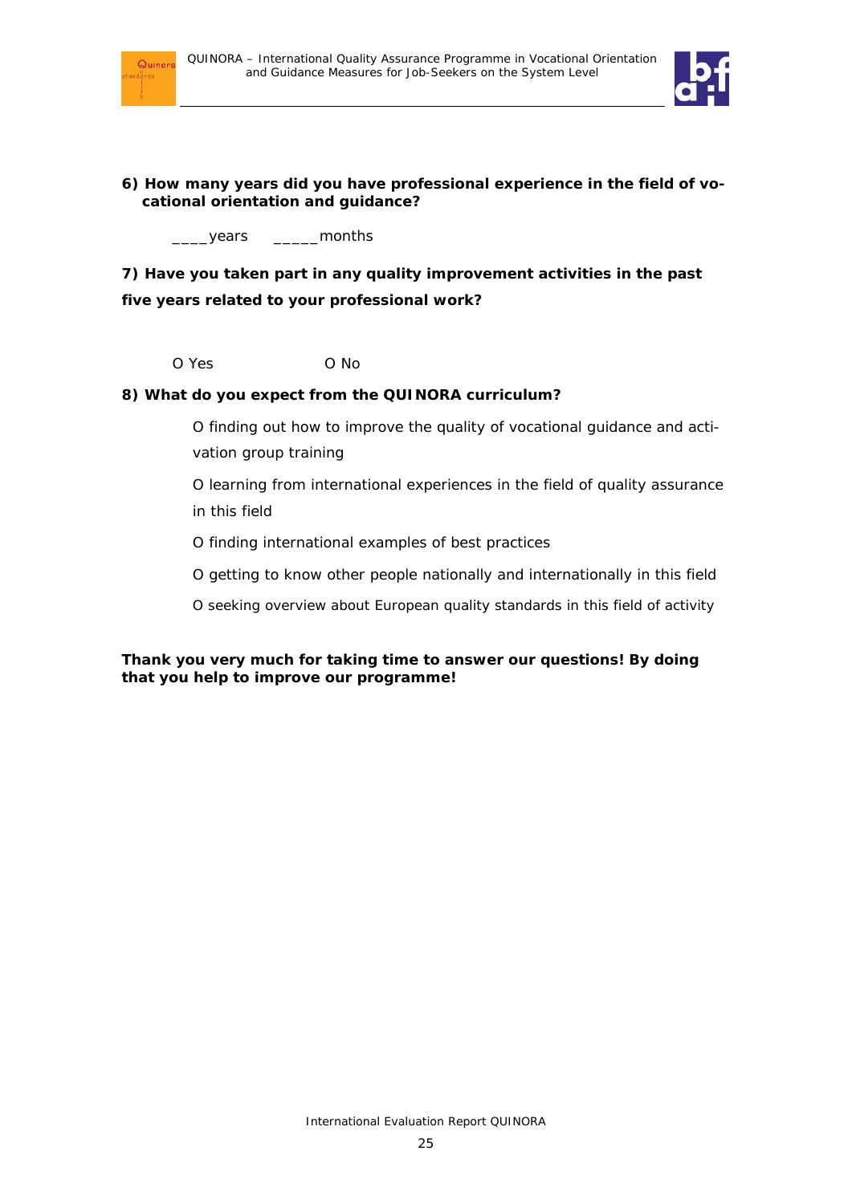**6) How many years did you have professional experience in the field of vocational orientation and guidance?**

____years _____months

**7) Have you taken part in any quality improvement activities in the past five years related to your professional work?**

O Yes O No

**8) What do you expect from the QUINORA curriculum?**

O finding out how to improve the quality of vocational guidance and activation group training

O learning from international experiences in the field of quality assurance in this field

O finding international examples of best practices

O getting to know other people nationally and internationally in this field

O seeking overview about European quality standards in this field of activity

**Thank you very much for taking time to answer our questions! By doing that you help to improve our programme!**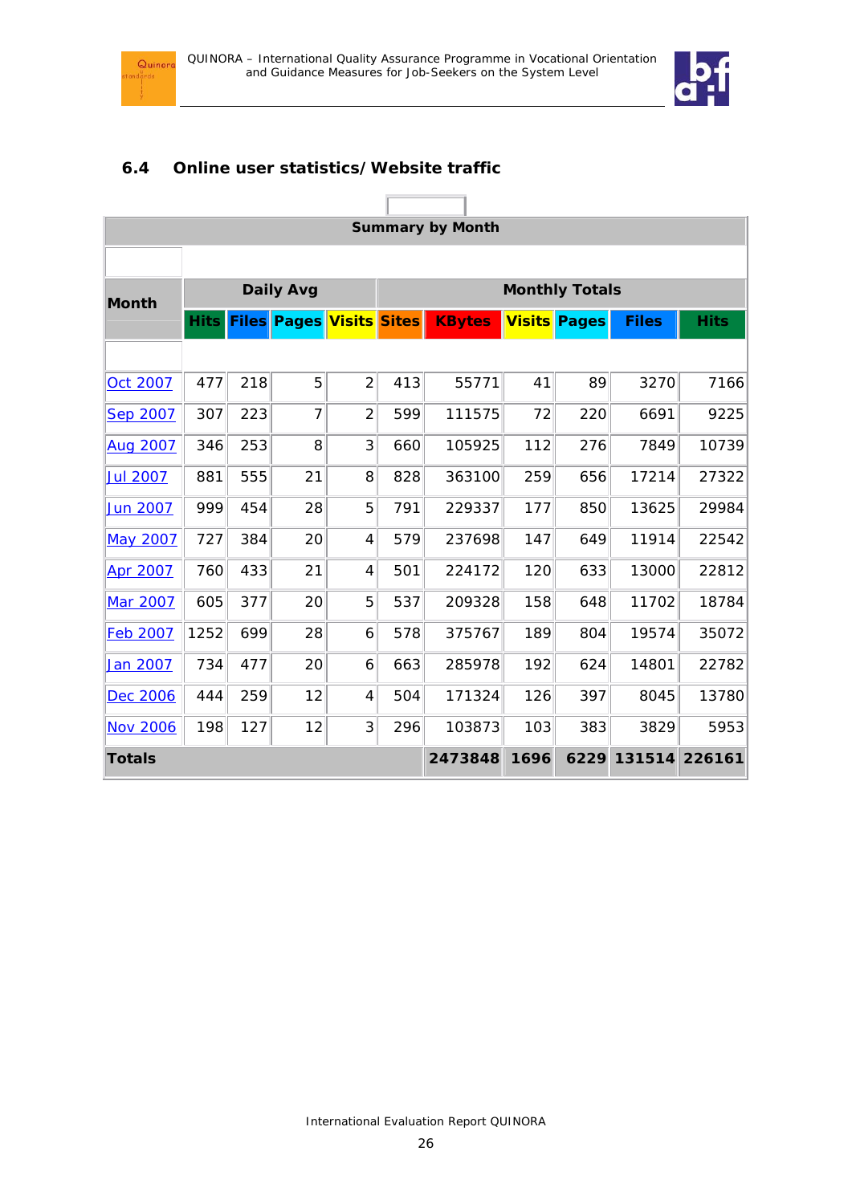## 6.4 Online user statistics/ Website traffic

| Summary by Month | | | | | | | | | |
|---|---|---|---|---|---|---|---|---|---|
| Month | Daily Avg | | | | Monthly Totals | | | | |
| | Hits | Files | Pages | Visits | Sites | KBytes | Visits | Pages | Files | Hits |
| Oct 2007 | 477 | 218 | 5 | 2 | 413 | 55771 | 41 | 89 | 3270 | 7166 |
| Sep 2007 | 307 | 223 | 7 | 2 | 599 | 111575 | 72 | 220 | 6691 | 9225 |
| Aug 2007 | 346 | 253 | 8 | 3 | 660 | 105925 | 112 | 276 | 7849 | 10739 |
| Jul 2007 | 881 | 555 | 21 | 8 | 828 | 363100 | 259 | 656 | 17214 | 27322 |
| Jun 2007 | 999 | 454 | 28 | 5 | 791 | 229337 | 177 | 850 | 13625 | 29984 |
| May 2007 | 727 | 384 | 20 | 4 | 579 | 237698 | 147 | 649 | 11914 | 22542 |
| Apr 2007 | 760 | 433 | 21 | 4 | 501 | 224172 | 120 | 633 | 13000 | 22812 |
| Mar 2007 | 605 | 377 | 20 | 5 | 537 | 209328 | 158 | 648 | 11702 | 18784 |
| Feb 2007 | 1252 | 699 | 28 | 6 | 578 | 375767 | 189 | 804 | 19574 | 35072 |
| Jan 2007 | 734 | 477 | 20 | 6 | 663 | 285978 | 192 | 624 | 14801 | 22782 |
| Dec 2006 | 444 | 259 | 12 | 4 | 504 | 171324 | 126 | 397 | 8045 | 13780 |
| Nov 2006 | 198 | 127 | 12 | 3 | 296 | 103873 | 103 | 383 | 3829 | 5953 |
| **Totals** | | | | | | **2473848** | **1696** | **6229** | **131514** | **226161** |